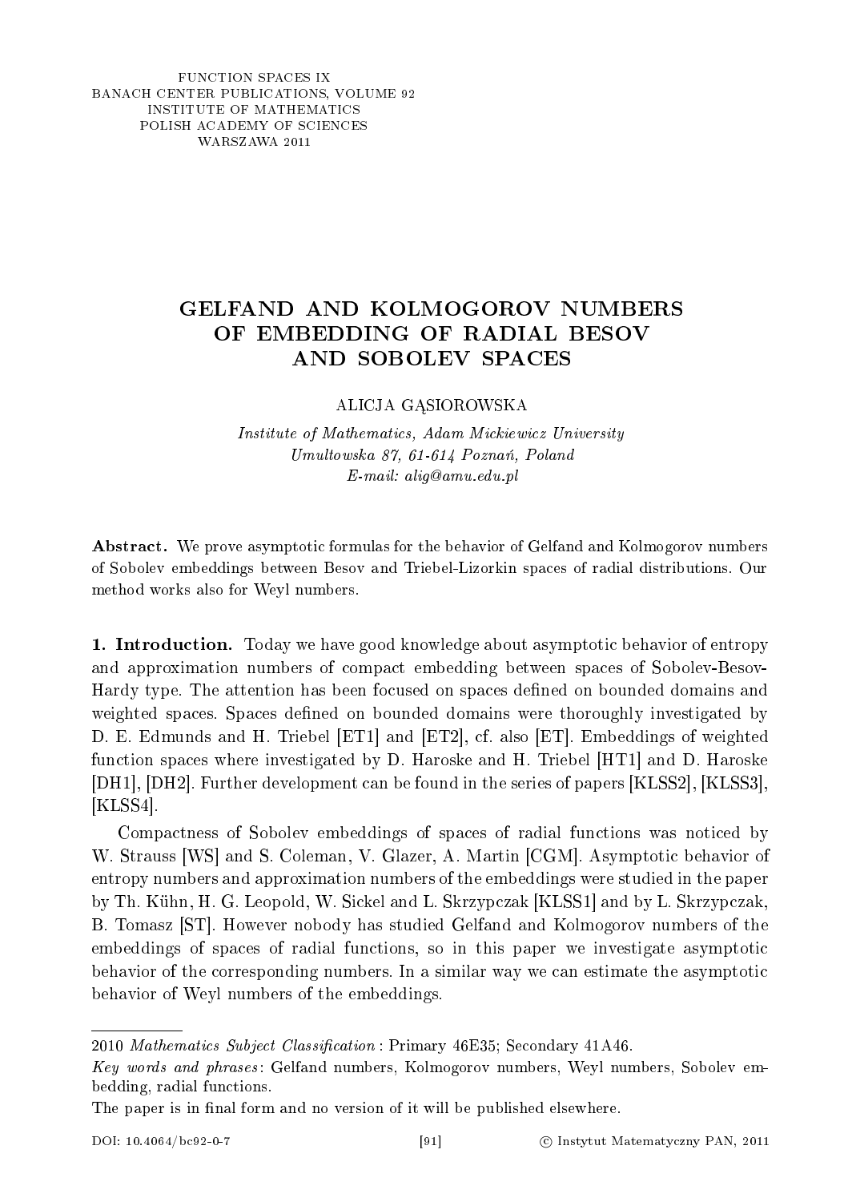FUNCTION SPACES IX
BANACH CENTER PUBLICATIONS, VOLUME 92
INSTITUTE OF MATHEMATICS
POLISH ACADEMY OF SCIENCES
WARSZAWA 2011

# GELFAND AND KOLMOGOROV NUMBERS OF EMBEDDING OF RADIAL BESOV AND SOBOLEV SPACES

ALICJA GĄSIOROWSKA

*Institute of Mathematics, Adam Mickiewicz University*
*Umultowska 87, 61-614 Poznań, Poland*
*E-mail: alig@amu.edu.pl*

**Abstract.** We prove asymptotic formulas for the behavior of Gelfand and Kolmogorov numbers of Sobolev embeddings between Besov and Triebel-Lizorkin spaces of radial distributions. Our method works also for Weyl numbers.

**1. Introduction.** Today we have good knowledge about asymptotic behavior of entropy and approximation numbers of compact embedding between spaces of Sobolev-Besov-Hardy type. The attention has been focused on spaces defined on bounded domains and weighted spaces. Spaces defined on bounded domains were thoroughly investigated by D. E. Edmunds and H. Triebel [ET1] and [ET2], cf. also [ET]. Embeddings of weighted function spaces where investigated by D. Haroske and H. Triebel [HT1] and D. Haroske [DH1], [DH2]. Further development can be found in the series of papers [KLSS2], [KLSS3], [KLSS4].

Compactness of Sobolev embeddings of spaces of radial functions was noticed by W. Strauss [WS] and S. Coleman, V. Glazer, A. Martin [CGM]. Asymptotic behavior of entropy numbers and approximation numbers of the embeddings were studied in the paper by Th. Kühn, H. G. Leopold, W. Sickel and L. Skrzypczak [KLSS1] and by L. Skrzypczak, B. Tomasz [ST]. However nobody has studied Gelfand and Kolmogorov numbers of the embeddings of spaces of radial functions, so in this paper we investigate asymptotic behavior of the corresponding numbers. In a similar way we can estimate the asymptotic behavior of Weyl numbers of the embeddings.

---

2010 *Mathematics Subject Classification*: Primary 46E35; Secondary 41A46.

*Key words and phrases*: Gelfand numbers, Kolmogorov numbers, Weyl numbers, Sobolev embedding, radial functions.

The paper is in final form and no version of it will be published elsewhere.

DOI: 10.4064/bc92-0-7 © Instytut Matematyczny PAN, 2011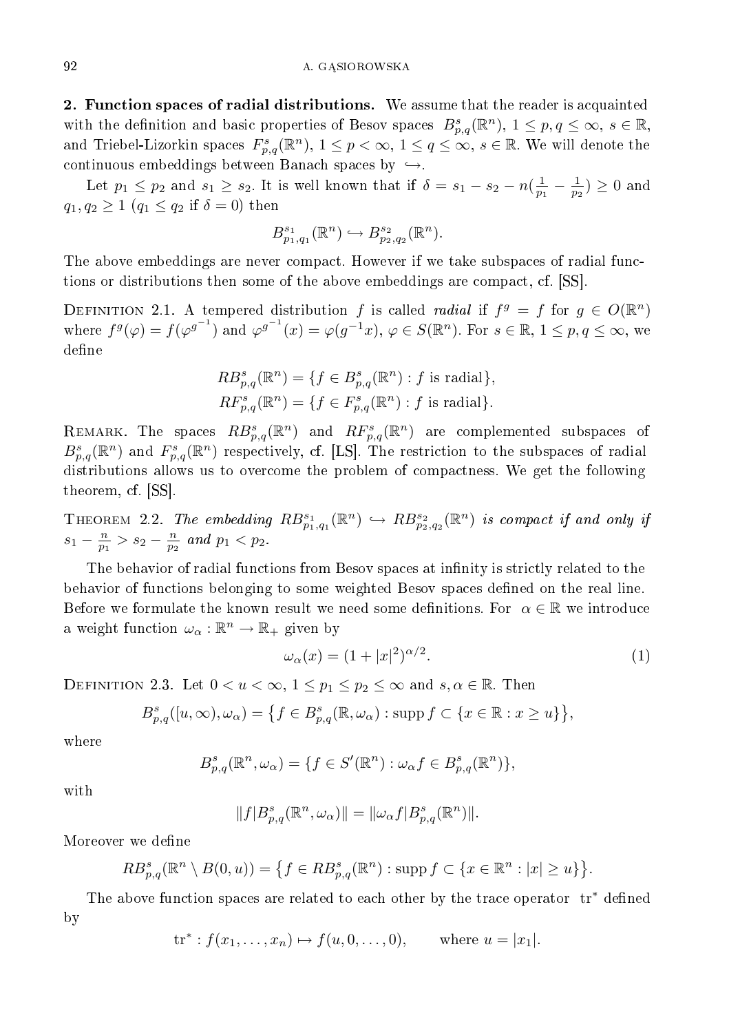**2. Function spaces of radial distributions.** We assume that the reader is acquainted with the definition and basic properties of Besov spaces $B^s_{p,q}(\mathbb{R}^n)$, $1 \le p, q \le \infty$, $s \in \mathbb{R}$, and Triebel-Lizorkin spaces $F^s_{p,q}(\mathbb{R}^n)$, $1 \le p < \infty$, $1 \le q \le \infty$, $s \in \mathbb{R}$. We will denote the continuous embeddings between Banach spaces by $\hookrightarrow$.

Let $p_1 \le p_2$ and $s_1 \ge s_2$. It is well known that if $\delta = s_1 - s_2 - n(\frac{1}{p_1} - \frac{1}{p_2}) \ge 0$ and $q_1, q_2 \ge 1$ ($q_1 \le q_2$ if $\delta = 0$) then

$$B^{s_1}_{p_1,q_1}(\mathbb{R}^n) \hookrightarrow B^{s_2}_{p_2,q_2}(\mathbb{R}^n).$$

The above embeddings are never compact. However if we take subspaces of radial functions or distributions then some of the above embeddings are compact, cf. [SS].

Definition 2.1. A tempered distribution $f$ is called *radial* if $f^g = f$ for $g \in O(\mathbb{R}^n)$ where $f^g(\varphi) = f(\varphi^{g^{-1}})$ and $\varphi^{g^{-1}}(x) = \varphi(g^{-1}x)$, $\varphi \in S(\mathbb{R}^n)$. For $s \in \mathbb{R}$, $1 \le p, q \le \infty$, we define

$$RB^s_{p,q}(\mathbb{R}^n) = \{f \in B^s_{p,q}(\mathbb{R}^n) : f \text{ is radial}\},$$
$$RF^s_{p,q}(\mathbb{R}^n) = \{f \in F^s_{p,q}(\mathbb{R}^n) : f \text{ is radial}\}.$$

Remark. The spaces $RB^s_{p,q}(\mathbb{R}^n)$ and $RF^s_{p,q}(\mathbb{R}^n)$ are complemented subspaces of $B^s_{p,q}(\mathbb{R}^n)$ and $F^s_{p,q}(\mathbb{R}^n)$ respectively, cf. [LS]. The restriction to the subspaces of radial distributions allows us to overcome the problem of compactness. We get the following theorem, cf. [SS].

Theorem 2.2. *The embedding $RB^{s_1}_{p_1,q_1}(\mathbb{R}^n) \hookrightarrow RB^{s_2}_{p_2,q_2}(\mathbb{R}^n)$ is compact if and only if $s_1 - \frac{n}{p_1} > s_2 - \frac{n}{p_2}$ and $p_1 < p_2$.*

The behavior of radial functions from Besov spaces at infinity is strictly related to the behavior of functions belonging to some weighted Besov spaces defined on the real line. Before we formulate the known result we need some definitions. For $\alpha \in \mathbb{R}$ we introduce a weight function $\omega_\alpha : \mathbb{R}^n \to \mathbb{R}_+$ given by

$$\omega_\alpha(x) = (1 + |x|^2)^{\alpha/2}. \tag{1}$$

Definition 2.3. Let $0 < u < \infty$, $1 \le p_1 \le p_2 \le \infty$ and $s, \alpha \in \mathbb{R}$. Then

$$B^s_{p,q}([u,\infty), \omega_\alpha) = \{f \in B^s_{p,q}(\mathbb{R}, \omega_\alpha) : \operatorname{supp} f \subset \{x \in \mathbb{R} : x \ge u\}\},$$

where

$$B^s_{p,q}(\mathbb{R}^n, \omega_\alpha) = \{f \in S'(\mathbb{R}^n) : \omega_\alpha f \in B^s_{p,q}(\mathbb{R}^n)\},$$

with

$$\|f|B^s_{p,q}(\mathbb{R}^n, \omega_\alpha)\| = \|\omega_\alpha f|B^s_{p,q}(\mathbb{R}^n)\|.$$

Moreover we define

$$RB^s_{p,q}(\mathbb{R}^n \setminus B(0,u)) = \{f \in RB^s_{p,q}(\mathbb{R}^n) : \operatorname{supp} f \subset \{x \in \mathbb{R}^n : |x| \ge u\}\}.$$

The above function spaces are related to each other by the trace operator $\operatorname{tr}^*$ defined by

$$\operatorname{tr}^* : f(x_1, \ldots, x_n) \mapsto f(u, 0, \ldots, 0), \qquad \text{where } u = |x_1|.$$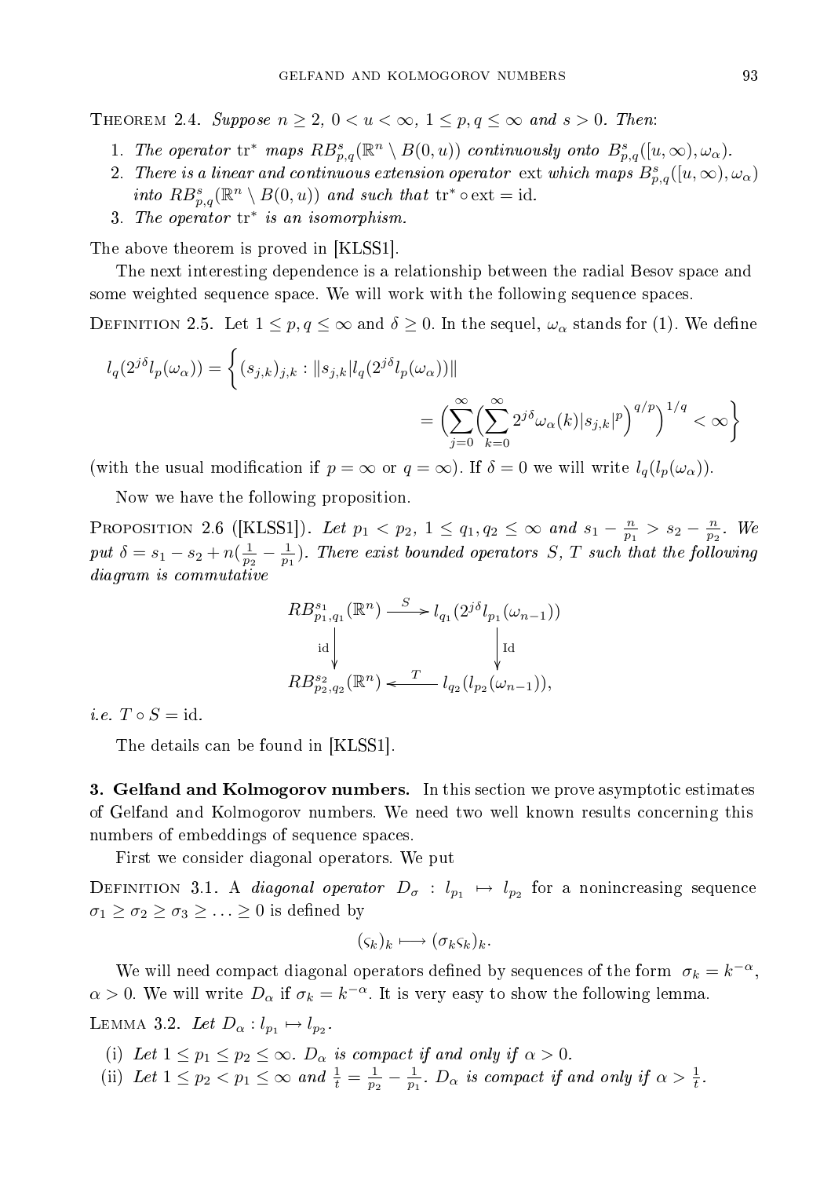**Theorem 2.4.** *Suppose $n \geq 2$, $0 < u < \infty$, $1 \leq p, q \leq \infty$ and $s > 0$. Then*:

1. *The operator* $\mathrm{tr}^*$ *maps* $RB^s_{p,q}(\mathbb{R}^n \setminus B(0,u))$ *continuously onto* $B^s_{p,q}([u,\infty),\omega_\alpha)$.
2. *There is a linear and continuous extension operator* ext *which maps* $B^s_{p,q}([u,\infty),\omega_\alpha)$ *into* $RB^s_{p,q}(\mathbb{R}^n \setminus B(0,u))$ *and such that* $\mathrm{tr}^* \circ \mathrm{ext} = \mathrm{id}$.
3. *The operator* $\mathrm{tr}^*$ *is an isomorphism.*

The above theorem is proved in [KLSS1].

The next interesting dependence is a relationship between the radial Besov space and some weighted sequence space. We will work with the following sequence spaces.

**Definition 2.5.** Let $1 \leq p, q \leq \infty$ and $\delta \geq 0$. In the sequel, $\omega_\alpha$ stands for (1). We define

$$l_q(2^{j\delta} l_p(\omega_\alpha)) = \bigg\{ (s_{j,k})_{j,k} : \|s_{j,k}| l_q(2^{j\delta} l_p(\omega_\alpha))\| = \Big(\sum_{j=0}^{\infty}\Big(\sum_{k=0}^{\infty} 2^{j\delta}\omega_\alpha(k)|s_{j,k}|^p\Big)^{q/p}\Big)^{1/q} < \infty \bigg\}$$

(with the usual modification if $p = \infty$ or $q = \infty$). If $\delta = 0$ we will write $l_q(l_p(\omega_\alpha))$.

Now we have the following proposition.

**Proposition 2.6** ([KLSS1]). *Let $p_1 < p_2$, $1 \leq q_1, q_2 \leq \infty$ and $s_1 - \frac{n}{p_1} > s_2 - \frac{n}{p_2}$. We put $\delta = s_1 - s_2 + n(\frac{1}{p_2} - \frac{1}{p_1})$. There exist bounded operators $S$, $T$ such that the following diagram is commutative*

$$\begin{array}{ccc}
RB^{s_1}_{p_1,q_1}(\mathbb{R}^n) & \xrightarrow{\ S\ } & l_{q_1}(2^{j\delta} l_{p_1}(\omega_{n-1})) \\
\Big\downarrow \mathrm{id} & & \Big\downarrow \mathrm{Id} \\
RB^{s_2}_{p_2,q_2}(\mathbb{R}^n) & \xleftarrow{\ T\ } & l_{q_2}(l_{p_2}(\omega_{n-1})),
\end{array}$$

*i.e.* $T \circ S = \mathrm{id}$.

The details can be found in [KLSS1].

## 3. Gelfand and Kolmogorov numbers.

In this section we prove asymptotic estimates of Gelfand and Kolmogorov numbers. We need two well known results concerning this numbers of embeddings of sequence spaces.

First we consider diagonal operators. We put

**Definition 3.1.** A *diagonal operator* $D_\sigma : l_{p_1} \mapsto l_{p_2}$ for a nonincreasing sequence $\sigma_1 \geq \sigma_2 \geq \sigma_3 \geq \ldots \geq 0$ is defined by

$$(\varsigma_k)_k \longmapsto (\sigma_k \varsigma_k)_k.$$

We will need compact diagonal operators defined by sequences of the form $\sigma_k = k^{-\alpha}$, $\alpha > 0$. We will write $D_\alpha$ if $\sigma_k = k^{-\alpha}$. It is very easy to show the following lemma.

**Lemma 3.2.** *Let $D_\alpha : l_{p_1} \mapsto l_{p_2}$.*

(i) *Let $1 \leq p_1 \leq p_2 \leq \infty$. $D_\alpha$ is compact if and only if $\alpha > 0$.*

(ii) *Let $1 \leq p_2 < p_1 \leq \infty$ and $\frac{1}{t} = \frac{1}{p_2} - \frac{1}{p_1}$. $D_\alpha$ is compact if and only if $\alpha > \frac{1}{t}$.*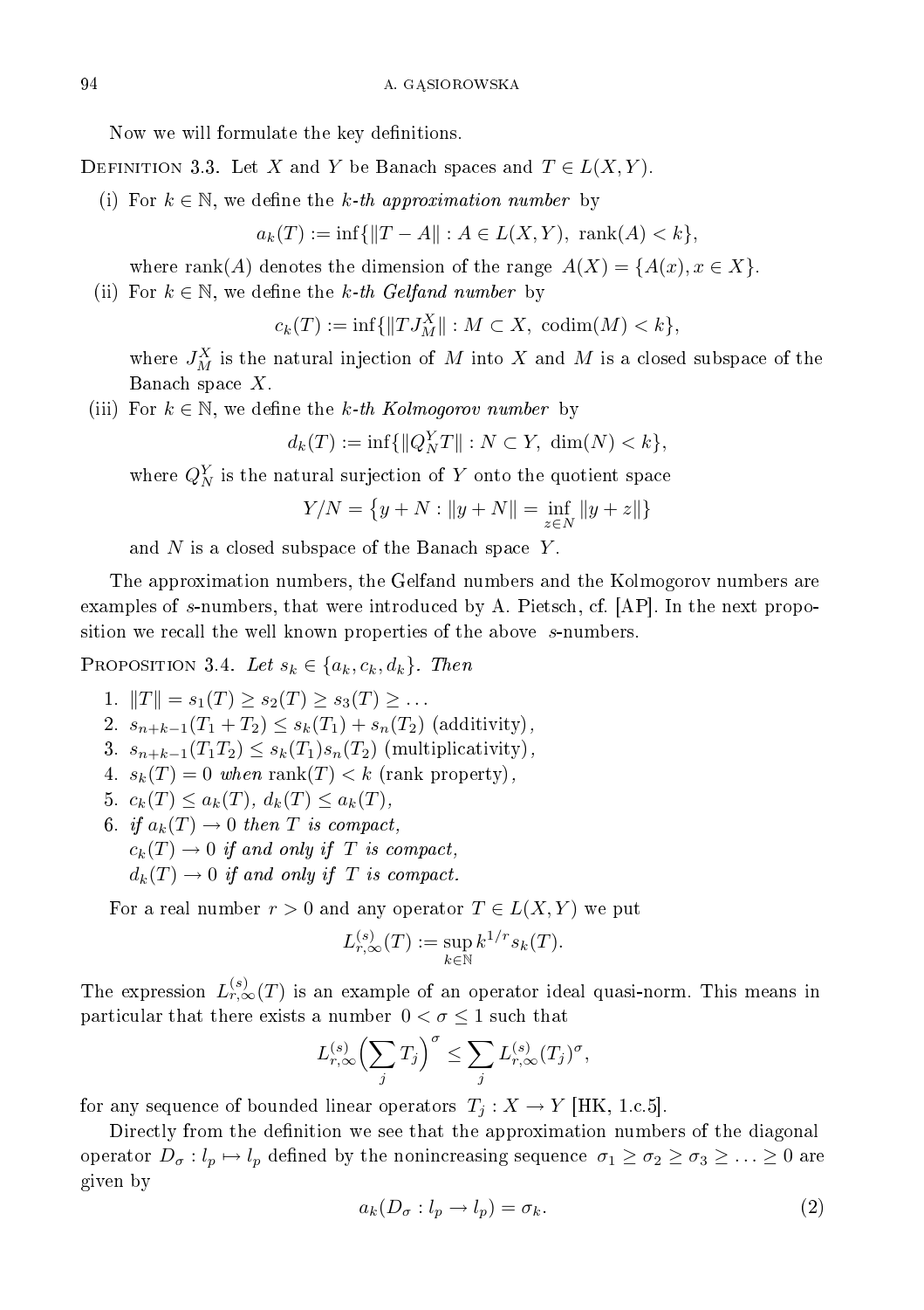Now we will formulate the key definitions.

DEFINITION 3.3. Let $X$ and $Y$ be Banach spaces and $T \in L(X,Y)$.

(i) For $k \in \mathbb{N}$, we define the *$k$-th approximation number* by

$$a_k(T) := \inf\{\|T - A\| : A \in L(X,Y),\ \operatorname{rank}(A) < k\},$$

where $\operatorname{rank}(A)$ denotes the dimension of the range $A(X) = \{A(x), x \in X\}$.

(ii) For $k \in \mathbb{N}$, we define the *$k$-th Gelfand number* by

$$c_k(T) := \inf\{\|TJ_M^X\| : M \subset X,\ \operatorname{codim}(M) < k\},$$

where $J_M^X$ is the natural injection of $M$ into $X$ and $M$ is a closed subspace of the Banach space $X$.

(iii) For $k \in \mathbb{N}$, we define the *$k$-th Kolmogorov number* by

$$d_k(T) := \inf\{\|Q_N^Y T\| : N \subset Y,\ \dim(N) < k\},$$

where $Q_N^Y$ is the natural surjection of $Y$ onto the quotient space

$$Y/N = \big\{y + N : \|y + N\| = \inf_{z \in N} \|y + z\|\big\}$$

and $N$ is a closed subspace of the Banach space $Y$.

The approximation numbers, the Gelfand numbers and the Kolmogorov numbers are examples of $s$-numbers, that were introduced by A. Pietsch, cf. [AP]. In the next proposition we recall the well known properties of the above $s$-numbers.

PROPOSITION 3.4. *Let $s_k \in \{a_k, c_k, d_k\}$. Then*

1. $\|T\| = s_1(T) \geq s_2(T) \geq s_3(T) \geq \ldots$
2. $s_{n+k-1}(T_1 + T_2) \leq s_k(T_1) + s_n(T_2)$ (additivity),
3. $s_{n+k-1}(T_1 T_2) \leq s_k(T_1) s_n(T_2)$ (multiplicativity),
4. $s_k(T) = 0$ *when* $\operatorname{rank}(T) < k$ (rank property),
5. $c_k(T) \leq a_k(T)$, $d_k(T) \leq a_k(T)$,
6. *if $a_k(T) \to 0$ then $T$ is compact,*
   *$c_k(T) \to 0$ if and only if $T$ is compact,*
   *$d_k(T) \to 0$ if and only if $T$ is compact.*

For a real number $r > 0$ and any operator $T \in L(X,Y)$ we put

$$L_{r,\infty}^{(s)}(T) := \sup_{k \in \mathbb{N}} k^{1/r} s_k(T).$$

The expression $L_{r,\infty}^{(s)}(T)$ is an example of an operator ideal quasi-norm. This means in particular that there exists a number $0 < \sigma \leq 1$ such that

$$L_{r,\infty}^{(s)}\Big(\sum_j T_j\Big)^{\sigma} \leq \sum_j L_{r,\infty}^{(s)}(T_j)^{\sigma},$$

for any sequence of bounded linear operators $T_j : X \to Y$ [HK, 1.c.5].

Directly from the definition we see that the approximation numbers of the diagonal operator $D_\sigma : l_p \mapsto l_p$ defined by the nonincreasing sequence $\sigma_1 \geq \sigma_2 \geq \sigma_3 \geq \ldots \geq 0$ are given by

$$a_k(D_\sigma : l_p \to l_p) = \sigma_k. \tag{2}$$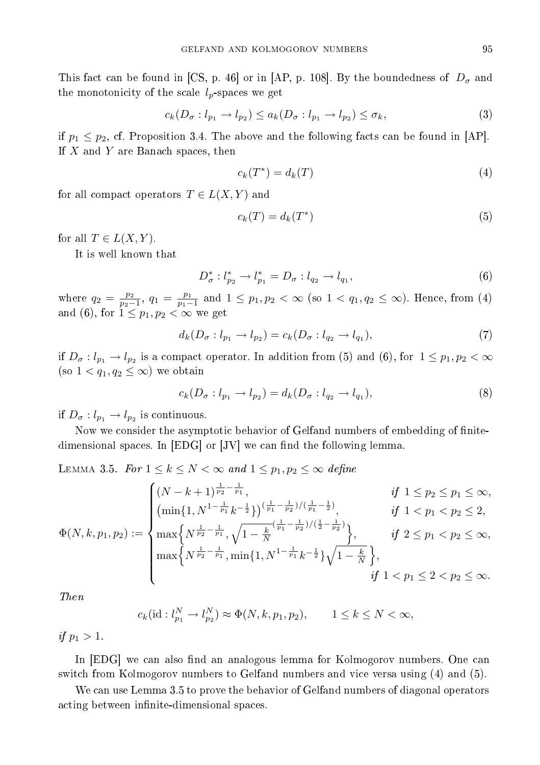This fact can be found in [CS, p. 46] or in [AP, p. 108]. By the boundedness of $D_\sigma$ and the monotonicity of the scale $l_p$-spaces we get

$$c_k(D_\sigma : l_{p_1} \to l_{p_2}) \le a_k(D_\sigma : l_{p_1} \to l_{p_2}) \le \sigma_k, \tag{3}$$

if $p_1 \le p_2$, cf. Proposition 3.4. The above and the following facts can be found in [AP]. If $X$ and $Y$ are Banach spaces, then

$$c_k(T^*) = d_k(T) \tag{4}$$

for all compact operators $T \in L(X, Y)$ and

$$c_k(T) = d_k(T^*) \tag{5}$$

for all $T \in L(X, Y)$.

It is well known that

$$D_\sigma^* : l_{p_2}^* \to l_{p_1}^* = D_\sigma : l_{q_2} \to l_{q_1}, \tag{6}$$

where $q_2 = \frac{p_2}{p_2 - 1}$, $q_1 = \frac{p_1}{p_1 - 1}$ and $1 \le p_1, p_2 < \infty$ (so $1 < q_1, q_2 \le \infty$). Hence, from (4) and (6), for $1 \le p_1, p_2 < \infty$ we get

$$d_k(D_\sigma : l_{p_1} \to l_{p_2}) = c_k(D_\sigma : l_{q_2} \to l_{q_1}), \tag{7}$$

if $D_\sigma : l_{p_1} \to l_{p_2}$ is a compact operator. In addition from (5) and (6), for $1 \le p_1, p_2 < \infty$ (so $1 < q_1, q_2 \le \infty$) we obtain

$$c_k(D_\sigma : l_{p_1} \to l_{p_2}) = d_k(D_\sigma : l_{q_2} \to l_{q_1}), \tag{8}$$

if $D_\sigma : l_{p_1} \to l_{p_2}$ is continuous.

Now we consider the asymptotic behavior of Gelfand numbers of embedding of finite-dimensional spaces. In [EDG] or [JV] we can find the following lemma.

Lemma 3.5. *For $1 \le k \le N < \infty$ and $1 \le p_1, p_2 \le \infty$ define*

$$\Phi(N,k,p_1,p_2) := \begin{cases} (N-k+1)^{\frac{1}{p_2}-\frac{1}{p_1}}, & \text{if } 1 \le p_2 \le p_1 \le \infty, \\ \left(\min\{1, N^{1-\frac{1}{p_1}} k^{-\frac{1}{2}}\}\right)^{(\frac{1}{p_1}-\frac{1}{p_2})/(\frac{1}{p_1}-\frac{1}{2})}, & \text{if } 1 < p_1 < p_2 \le 2, \\ \max\left\{N^{\frac{1}{p_2}-\frac{1}{p_1}}, \sqrt{1-\frac{k}{N}}^{(\frac{1}{p_1}-\frac{1}{p_2})/(\frac{1}{2}-\frac{1}{p_2})}\right\}, & \text{if } 2 \le p_1 < p_2 \le \infty, \\ \max\left\{N^{\frac{1}{p_2}-\frac{1}{p_1}}, \min\{1, N^{1-\frac{1}{p_1}} k^{-\frac{1}{2}}\}\sqrt{1-\frac{k}{N}}\right\}, & \\ & \text{if } 1 < p_1 \le 2 < p_2 \le \infty. \end{cases}$$

*Then*

$$c_k(\mathrm{id} : l_{p_1}^N \to l_{p_2}^N) \approx \Phi(N,k,p_1,p_2), \qquad 1 \le k \le N < \infty,$$

*if $p_1 > 1$.*

In [EDG] we can also find an analogous lemma for Kolmogorov numbers. One can switch from Kolmogorov numbers to Gelfand numbers and vice versa using (4) and (5).

We can use Lemma 3.5 to prove the behavior of Gelfand numbers of diagonal operators acting between infinite-dimensional spaces.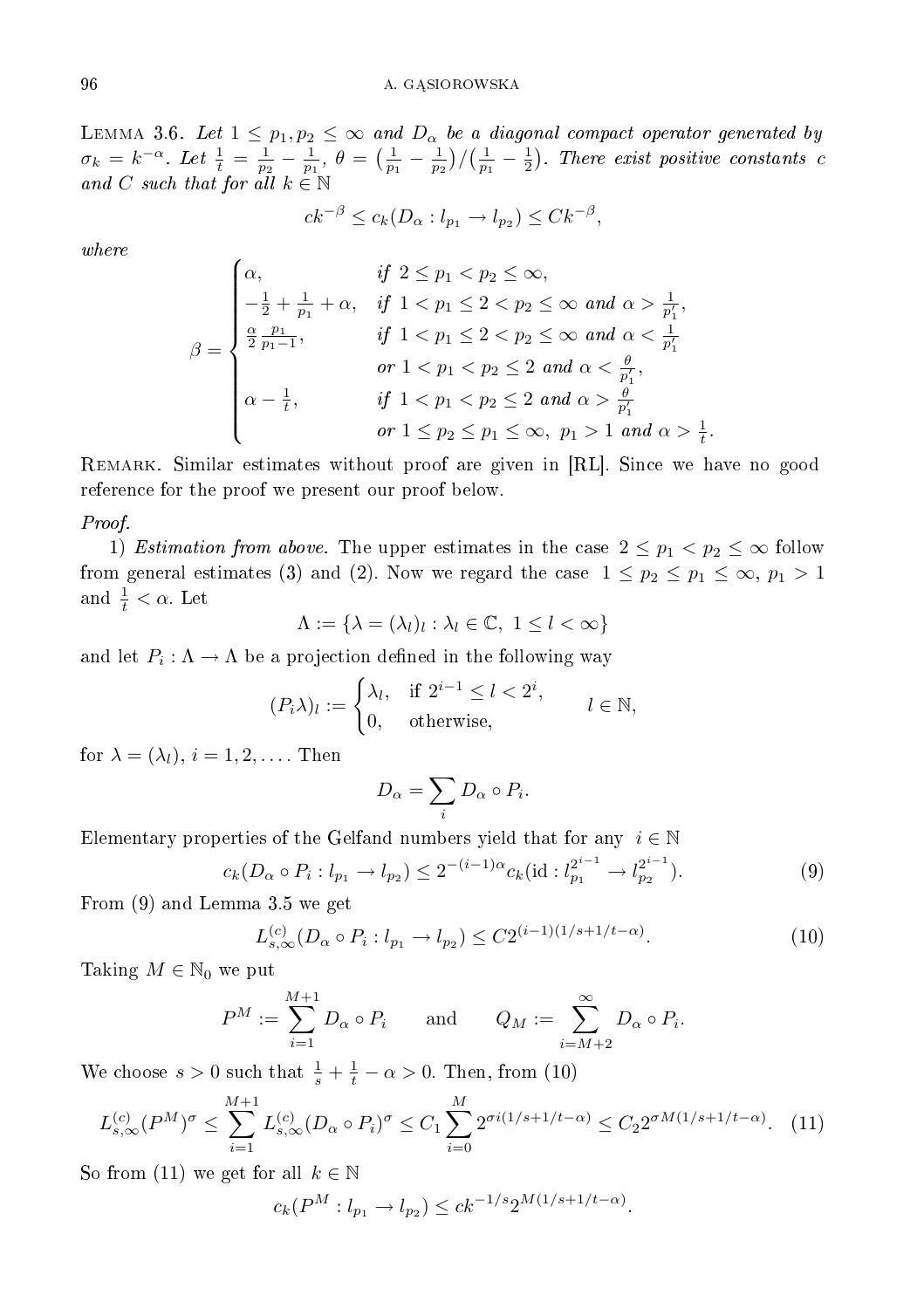LEMMA 3.6. *Let $1 \le p_1, p_2 \le \infty$ and $D_\alpha$ be a diagonal compact operator generated by $\sigma_k = k^{-\alpha}$. Let $\frac{1}{t} = \frac{1}{p_2} - \frac{1}{p_1}$, $\theta = \big(\frac{1}{p_1} - \frac{1}{p_2}\big)/\big(\frac{1}{p_1} - \frac{1}{2}\big)$. There exist positive constants $c$ and $C$ such that for all $k \in \mathbb{N}$*

$$ck^{-\beta} \le c_k(D_\alpha : l_{p_1} \to l_{p_2}) \le Ck^{-\beta},$$

*where*

$$\beta = \begin{cases} \alpha, & \text{if } 2 \le p_1 < p_2 \le \infty, \\ -\frac{1}{2} + \frac{1}{p_1} + \alpha, & \text{if } 1 < p_1 \le 2 < p_2 \le \infty \text{ and } \alpha > \frac{1}{p_1'}, \\ \frac{\alpha}{2}\frac{p_1}{p_1 - 1}, & \text{if } 1 < p_1 \le 2 < p_2 \le \infty \text{ and } \alpha < \frac{1}{p_1'} \\ & \text{or } 1 < p_1 < p_2 \le 2 \text{ and } \alpha < \frac{\theta}{p_1'}, \\ \alpha - \frac{1}{t}, & \text{if } 1 < p_1 < p_2 \le 2 \text{ and } \alpha > \frac{\theta}{p_1'} \\ & \text{or } 1 \le p_2 \le p_1 \le \infty,\ p_1 > 1 \text{ and } \alpha > \frac{1}{t}. \end{cases}$$

REMARK. Similar estimates without proof are given in [RL]. Since we have no good reference for the proof we present our proof below.

*Proof.*

1) *Estimation from above.* The upper estimates in the case $2 \le p_1 < p_2 \le \infty$ follow from general estimates (3) and (2). Now we regard the case $1 \le p_2 \le p_1 \le \infty$, $p_1 > 1$ and $\frac{1}{t} < \alpha$. Let

$$\Lambda := \{\lambda = (\lambda_l)_l : \lambda_l \in \mathbb{C},\ 1 \le l < \infty\}$$

and let $P_i : \Lambda \to \Lambda$ be a projection defined in the following way

$$(P_i\lambda)_l := \begin{cases} \lambda_l, & \text{if } 2^{i-1} \le l < 2^i, \\ 0, & \text{otherwise,} \end{cases} \qquad l \in \mathbb{N},$$

for $\lambda = (\lambda_l)$, $i = 1, 2, \ldots$. Then

$$D_\alpha = \sum_i D_\alpha \circ P_i.$$

Elementary properties of the Gelfand numbers yield that for any $i \in \mathbb{N}$

$$c_k(D_\alpha \circ P_i : l_{p_1} \to l_{p_2}) \le 2^{-(i-1)\alpha} c_k(\mathrm{id} : l_{p_1}^{2^{i-1}} \to l_{p_2}^{2^{i-1}}). \tag{9}$$

From (9) and Lemma 3.5 we get

$$L_{s,\infty}^{(c)}(D_\alpha \circ P_i : l_{p_1} \to l_{p_2}) \le C2^{(i-1)(1/s+1/t-\alpha)}. \tag{10}$$

Taking $M \in \mathbb{N}_0$ we put

$$P^M := \sum_{i=1}^{M+1} D_\alpha \circ P_i \qquad \text{and} \qquad Q_M := \sum_{i=M+2}^{\infty} D_\alpha \circ P_i.$$

We choose $s > 0$ such that $\frac{1}{s} + \frac{1}{t} - \alpha > 0$. Then, from (10)

$$L_{s,\infty}^{(c)}(P^M)^\sigma \le \sum_{i=1}^{M+1} L_{s,\infty}^{(c)}(D_\alpha \circ P_i)^\sigma \le C_1 \sum_{i=0}^{M} 2^{\sigma i(1/s+1/t-\alpha)} \le C_2 2^{\sigma M(1/s+1/t-\alpha)}. \tag{11}$$

So from (11) we get for all $k \in \mathbb{N}$

$$c_k(P^M : l_{p_1} \to l_{p_2}) \le ck^{-1/s}2^{M(1/s+1/t-\alpha)}.$$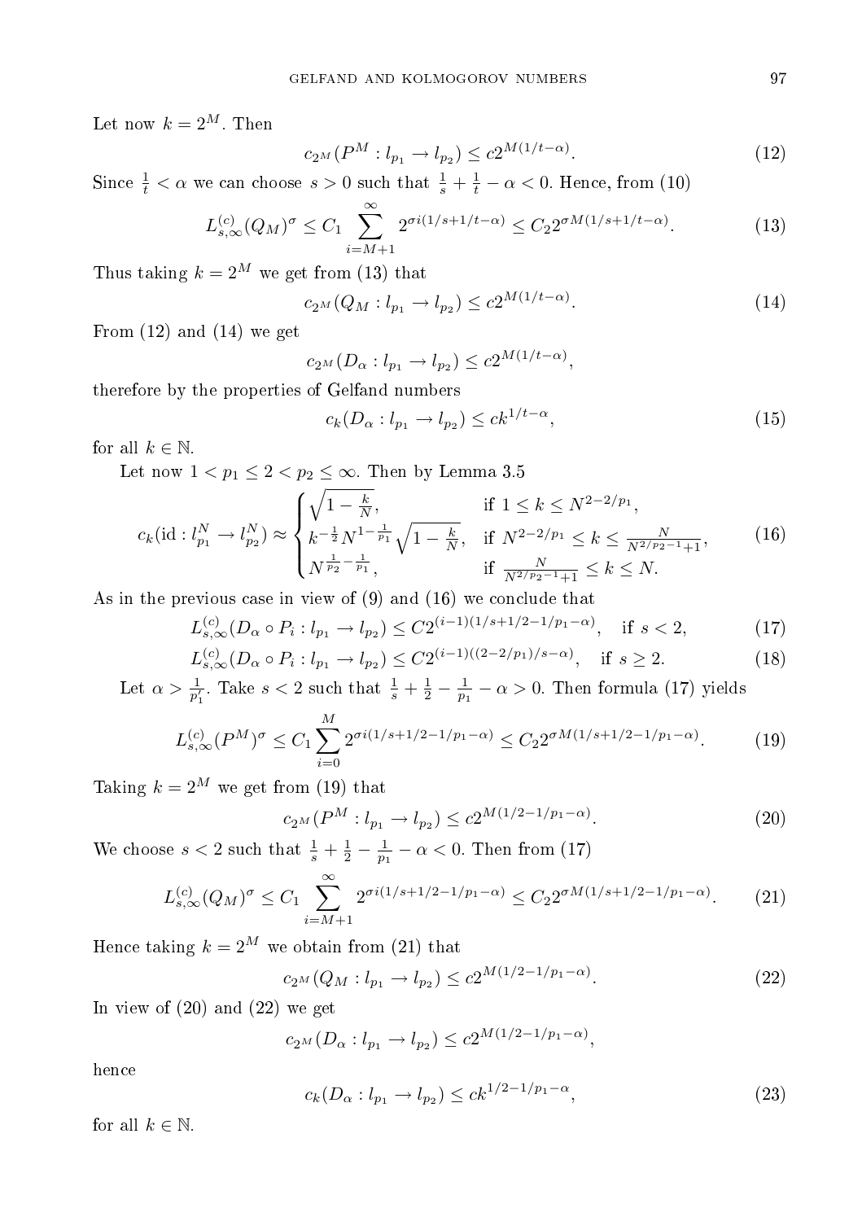Let now $k = 2^M$. Then

$$c_{2^M}(P^M : l_{p_1} \to l_{p_2}) \le c2^{M(1/t-\alpha)}. \tag{12}$$

Since $\frac{1}{t} < \alpha$ we can choose $s > 0$ such that $\frac{1}{s} + \frac{1}{t} - \alpha < 0$. Hence, from (10)

$$L^{(c)}_{s,\infty}(Q_M)^\sigma \le C_1 \sum_{i=M+1}^{\infty} 2^{\sigma i(1/s+1/t-\alpha)} \le C_2 2^{\sigma M(1/s+1/t-\alpha)}. \tag{13}$$

Thus taking $k = 2^M$ we get from (13) that

$$c_{2^M}(Q_M : l_{p_1} \to l_{p_2}) \le c2^{M(1/t-\alpha)}. \tag{14}$$

From (12) and (14) we get

$$c_{2^M}(D_\alpha : l_{p_1} \to l_{p_2}) \le c2^{M(1/t-\alpha)},$$

therefore by the properties of Gelfand numbers

$$c_k(D_\alpha : l_{p_1} \to l_{p_2}) \le ck^{1/t-\alpha}, \tag{15}$$

for all $k \in \mathbb{N}$.

Let now $1 < p_1 \le 2 < p_2 \le \infty$. Then by Lemma 3.5

$$c_k(\mathrm{id} : l^N_{p_1} \to l^N_{p_2}) \approx \begin{cases} \sqrt{1 - \frac{k}{N}}, & \text{if } 1 \le k \le N^{2-2/p_1}, \\ k^{-\frac{1}{2}} N^{1-\frac{1}{p_1}} \sqrt{1 - \frac{k}{N}}, & \text{if } N^{2-2/p_1} \le k \le \frac{N}{N^{2/p_2-1}+1}, \\ N^{\frac{1}{p_2}-\frac{1}{p_1}}, & \text{if } \frac{N}{N^{2/p_2-1}+1} \le k \le N. \end{cases} \tag{16}$$

As in the previous case in view of (9) and (16) we conclude that

$$L^{(c)}_{s,\infty}(D_\alpha \circ P_i : l_{p_1} \to l_{p_2}) \le C2^{(i-1)(1/s+1/2-1/p_1-\alpha)}, \quad \text{if } s < 2, \tag{17}$$

$$L^{(c)}_{s,\infty}(D_\alpha \circ P_i : l_{p_1} \to l_{p_2}) \le C2^{(i-1)((2-2/p_1)/s-\alpha)}, \quad \text{if } s \ge 2. \tag{18}$$

Let $\alpha > \frac{1}{p_1'}$. Take $s < 2$ such that $\frac{1}{s} + \frac{1}{2} - \frac{1}{p_1} - \alpha > 0$. Then formula (17) yields

$$L^{(c)}_{s,\infty}(P^M)^\sigma \le C_1 \sum_{i=0}^{M} 2^{\sigma i(1/s+1/2-1/p_1-\alpha)} \le C_2 2^{\sigma M(1/s+1/2-1/p_1-\alpha)}. \tag{19}$$

Taking $k = 2^M$ we get from (19) that

$$c_{2^M}(P^M : l_{p_1} \to l_{p_2}) \le c2^{M(1/2-1/p_1-\alpha)}. \tag{20}$$

We choose $s < 2$ such that $\frac{1}{s} + \frac{1}{2} - \frac{1}{p_1} - \alpha < 0$. Then from (17)

$$L^{(c)}_{s,\infty}(Q_M)^\sigma \le C_1 \sum_{i=M+1}^{\infty} 2^{\sigma i(1/s+1/2-1/p_1-\alpha)} \le C_2 2^{\sigma M(1/s+1/2-1/p_1-\alpha)}. \tag{21}$$

Hence taking $k = 2^M$ we obtain from (21) that

$$c_{2^M}(Q_M : l_{p_1} \to l_{p_2}) \le c2^{M(1/2-1/p_1-\alpha)}. \tag{22}$$

In view of (20) and (22) we get

$$c_{2^M}(D_\alpha : l_{p_1} \to l_{p_2}) \le c2^{M(1/2-1/p_1-\alpha)},$$

hence

$$c_k(D_\alpha : l_{p_1} \to l_{p_2}) \le ck^{1/2-1/p_1-\alpha}, \tag{23}$$

for all $k \in \mathbb{N}$.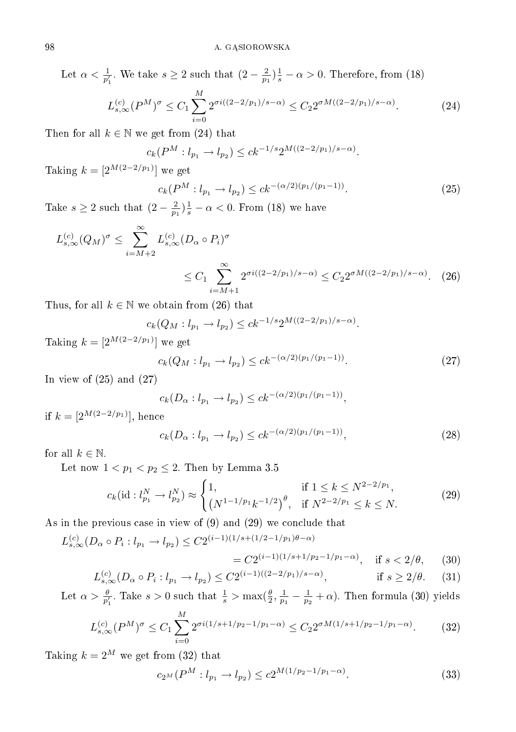Let $\alpha < \frac{1}{p_1'}$. We take $s \geq 2$ such that $(2 - \frac{2}{p_1})\frac{1}{s} - \alpha > 0$. Therefore, from (18)

$$L_{s,\infty}^{(c)}(P^M)^\sigma \leq C_1 \sum_{i=0}^{M} 2^{\sigma i((2-2/p_1)/s - \alpha)} \leq C_2 2^{\sigma M((2-2/p_1)/s-\alpha)}. \tag{24}$$

Then for all $k \in \mathbb{N}$ we get from (24) that

$$c_k(P^M : l_{p_1} \to l_{p_2}) \leq c k^{-1/s} 2^{M((2-2/p_1)/s - \alpha)}.$$

Taking $k = [2^{M(2-2/p_1)}]$ we get

$$c_k(P^M : l_{p_1} \to l_{p_2}) \leq c k^{-(\alpha/2)(p_1/(p_1-1))}. \tag{25}$$

Take $s \geq 2$ such that $(2 - \frac{2}{p_1})\frac{1}{s} - \alpha < 0$. From (18) we have

$$L_{s,\infty}^{(c)}(Q_M)^\sigma \leq \sum_{i=M+2}^{\infty} L_{s,\infty}^{(c)}(D_\alpha \circ P_i)^\sigma$$

$$\leq C_1 \sum_{i=M+1}^{\infty} 2^{\sigma i((2-2/p_1)/s-\alpha)} \leq C_2 2^{\sigma M((2-2/p_1)/s-\alpha)}. \tag{26}$$

Thus, for all $k \in \mathbb{N}$ we obtain from (26) that

$$c_k(Q_M : l_{p_1} \to l_{p_2}) \leq c k^{-1/s} 2^{M((2-2/p_1)/s-\alpha)}.$$

Taking $k = [2^{M(2-2/p_1)}]$ we get

$$c_k(Q_M : l_{p_1} \to l_{p_2}) \leq c k^{-(\alpha/2)(p_1/(p_1-1))}. \tag{27}$$

In view of (25) and (27)

$$c_k(D_\alpha : l_{p_1} \to l_{p_2}) \leq c k^{-(\alpha/2)(p_1/(p_1-1))},$$

if $k = [2^{M(2-2/p_1)}]$, hence

$$c_k(D_\alpha : l_{p_1} \to l_{p_2}) \leq c k^{-(\alpha/2)(p_1/(p_1-1))}, \tag{28}$$

for all $k \in \mathbb{N}$.

Let now $1 < p_1 < p_2 \leq 2$. Then by Lemma 3.5

$$c_k(\mathrm{id} : l_{p_1}^N \to l_{p_2}^N) \approx \begin{cases} 1, & \text{if } 1 \leq k \leq N^{2-2/p_1}, \\ \left(N^{1-1/p_1} k^{-1/2}\right)^\theta, & \text{if } N^{2-2/p_1} \leq k \leq N. \end{cases} \tag{29}$$

As in the previous case in view of (9) and (29) we conclude that

$$L_{s,\infty}^{(c)}(D_\alpha \circ P_i : l_{p_1} \to l_{p_2}) \leq C 2^{(i-1)(1/s + (1/2-1/p_1)\theta - \alpha)}$$

$$= C 2^{(i-1)(1/s+1/p_2-1/p_1-\alpha)}, \quad \text{if } s < 2/\theta, \tag{30}$$

$$L_{s,\infty}^{(c)}(D_\alpha \circ P_i : l_{p_1} \to l_{p_2}) \leq C 2^{(i-1)((2-2/p_1)/s-\alpha)}, \qquad \text{if } s \geq 2/\theta. \tag{31}$$

Let $\alpha > \frac{\theta}{p_1'}$. Take $s > 0$ such that $\frac{1}{s} > \max(\frac{\theta}{2}, \frac{1}{p_1} - \frac{1}{p_2} + \alpha)$. Then formula (30) yields

$$L_{s,\infty}^{(c)}(P^M)^\sigma \leq C_1 \sum_{i=0}^{M} 2^{\sigma i(1/s+1/p_2-1/p_1-\alpha)} \leq C_2 2^{\sigma M(1/s+1/p_2-1/p_1-\alpha)}. \tag{32}$$

Taking $k = 2^M$ we get from (32) that

$$c_{2^M}(P^M : l_{p_1} \to l_{p_2}) \leq c 2^{M(1/p_2-1/p_1-\alpha)}. \tag{33}$$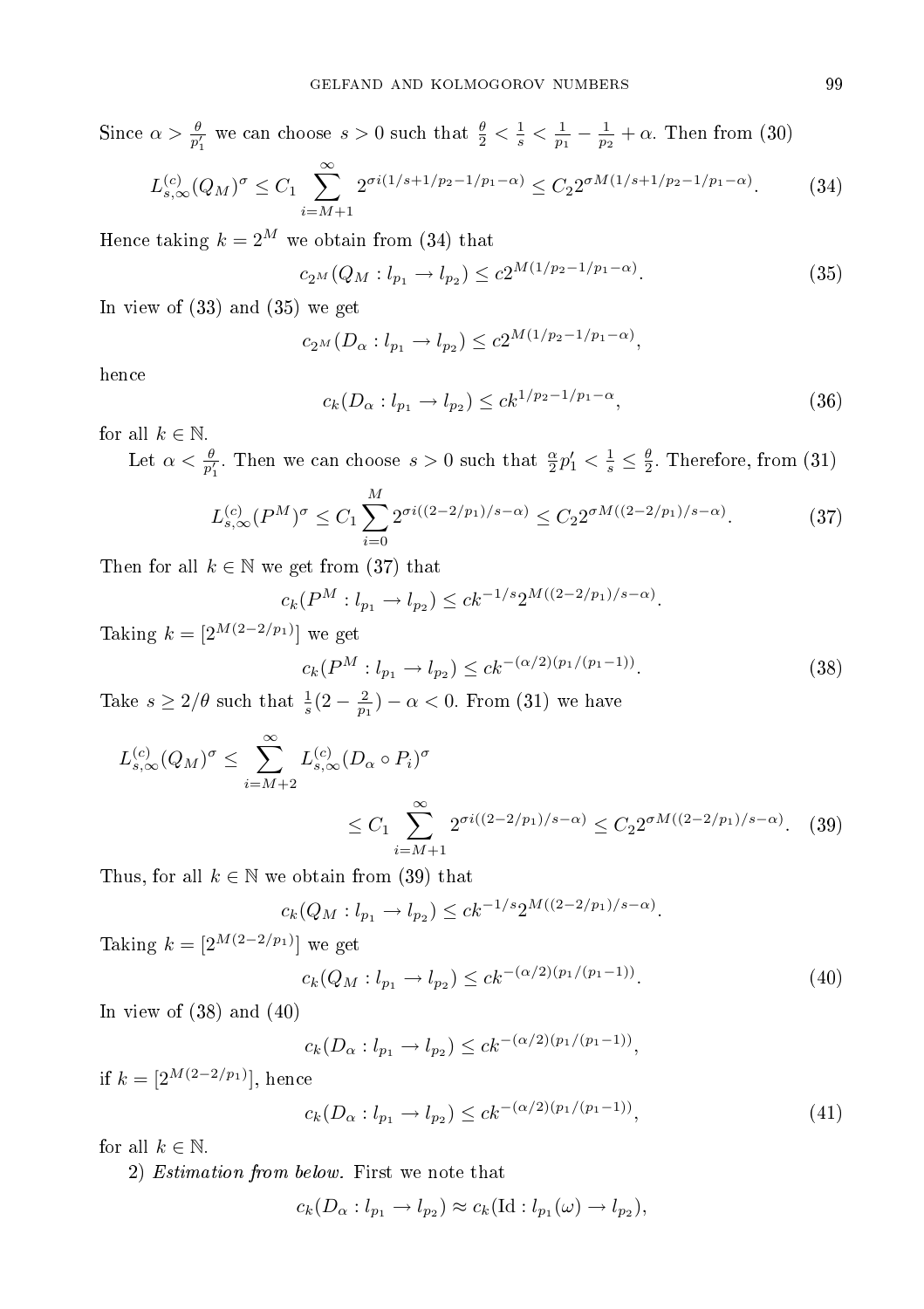Since $\alpha > \frac{\theta}{p_1'}$ we can choose $s > 0$ such that $\frac{\theta}{2} < \frac{1}{s} < \frac{1}{p_1} - \frac{1}{p_2} + \alpha$. Then from (30)

$$L_{s,\infty}^{(c)}(Q_M)^\sigma \le C_1 \sum_{i=M+1}^{\infty} 2^{\sigma i(1/s+1/p_2-1/p_1-\alpha)} \le C_2 2^{\sigma M(1/s+1/p_2-1/p_1-\alpha)}. \tag{34}$$

Hence taking $k = 2^M$ we obtain from (34) that

$$c_{2^M}(Q_M : l_{p_1} \to l_{p_2}) \le c 2^{M(1/p_2-1/p_1-\alpha)}. \tag{35}$$

In view of (33) and (35) we get

$$c_{2^M}(D_\alpha : l_{p_1} \to l_{p_2}) \le c 2^{M(1/p_2-1/p_1-\alpha)},$$

hence

$$c_k(D_\alpha : l_{p_1} \to l_{p_2}) \le c k^{1/p_2-1/p_1-\alpha}, \tag{36}$$

for all $k \in \mathbb{N}$.

Let $\alpha < \frac{\theta}{p_1'}$. Then we can choose $s > 0$ such that $\frac{\alpha}{2} p_1' < \frac{1}{s} \le \frac{\theta}{2}$. Therefore, from (31)

$$L_{s,\infty}^{(c)}(P^M)^\sigma \le C_1 \sum_{i=0}^{M} 2^{\sigma i((2-2/p_1)/s-\alpha)} \le C_2 2^{\sigma M((2-2/p_1)/s-\alpha)}. \tag{37}$$

Then for all $k \in \mathbb{N}$ we get from (37) that

$$c_k(P^M : l_{p_1} \to l_{p_2}) \le c k^{-1/s} 2^{M((2-2/p_1)/s-\alpha)}.$$

Taking $k = [2^{M(2-2/p_1)}]$ we get

$$c_k(P^M : l_{p_1} \to l_{p_2}) \le c k^{-(\alpha/2)(p_1/(p_1-1))}. \tag{38}$$

Take $s \ge 2/\theta$ such that $\frac{1}{s}(2 - \frac{2}{p_1}) - \alpha < 0$. From (31) we have

$$L_{s,\infty}^{(c)}(Q_M)^\sigma \le \sum_{i=M+2}^{\infty} L_{s,\infty}^{(c)}(D_\alpha \circ P_i)^\sigma$$

$$\le C_1 \sum_{i=M+1}^{\infty} 2^{\sigma i((2-2/p_1)/s-\alpha)} \le C_2 2^{\sigma M((2-2/p_1)/s-\alpha)}. \tag{39}$$

Thus, for all $k \in \mathbb{N}$ we obtain from (39) that

$$c_k(Q_M : l_{p_1} \to l_{p_2}) \le c k^{-1/s} 2^{M((2-2/p_1)/s-\alpha)}.$$

Taking $k = [2^{M(2-2/p_1)}]$ we get

$$c_k(Q_M : l_{p_1} \to l_{p_2}) \le c k^{-(\alpha/2)(p_1/(p_1-1))}. \tag{40}$$

In view of (38) and (40)

$$c_k(D_\alpha : l_{p_1} \to l_{p_2}) \le c k^{-(\alpha/2)(p_1/(p_1-1))},$$

if $k = [2^{M(2-2/p_1)}]$, hence

$$c_k(D_\alpha : l_{p_1} \to l_{p_2}) \le c k^{-(\alpha/2)(p_1/(p_1-1))}, \tag{41}$$

for all $k \in \mathbb{N}$.

2) *Estimation from below.* First we note that

$$c_k(D_\alpha : l_{p_1} \to l_{p_2}) \approx c_k(\mathrm{Id} : l_{p_1}(\omega) \to l_{p_2}),$$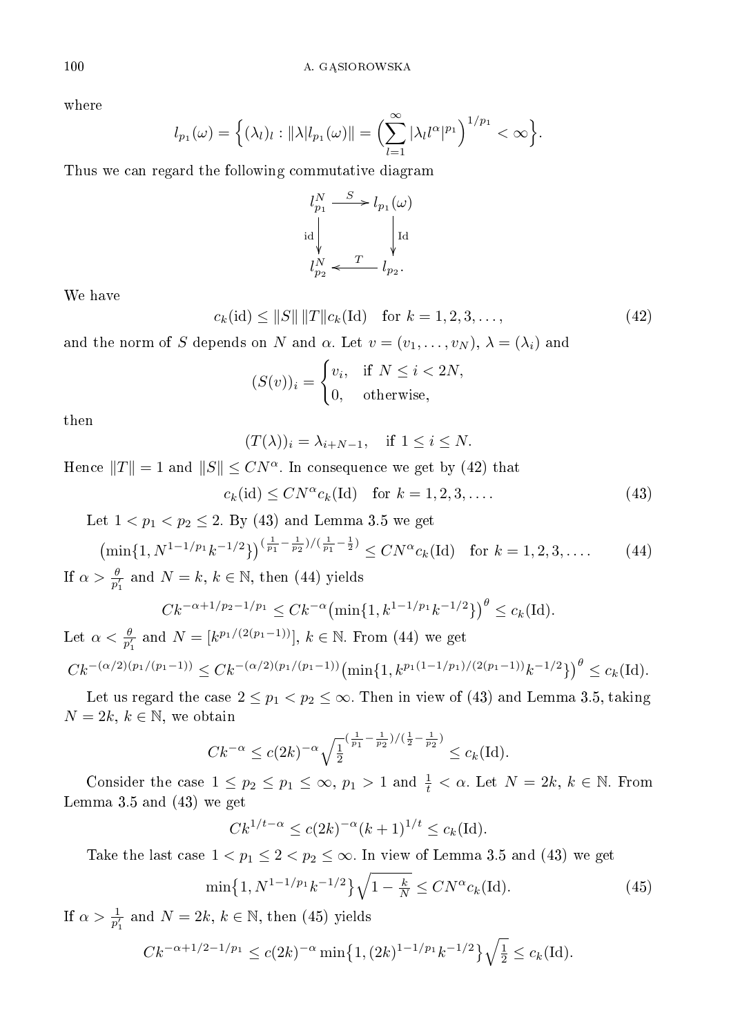where

$$l_{p_1}(\omega) = \Big\{(\lambda_l)_l : \|\lambda|l_{p_1}(\omega)\| = \Big(\sum_{l=1}^{\infty} |\lambda_l l^{\alpha}|^{p_1}\Big)^{1/p_1} < \infty\Big\}.$$

Thus we can regard the following commutative diagram

$$\begin{array}{ccc} l_{p_1}^N & \xrightarrow{\ S\ } & l_{p_1}(\omega) \\ {\scriptstyle \mathrm{id}}\downarrow & & \downarrow{\scriptstyle \mathrm{Id}} \\ l_{p_2}^N & \xleftarrow{\ T\ } & l_{p_2}. \end{array}$$

We have

$$c_k(\mathrm{id}) \le \|S\|\,\|T\| c_k(\mathrm{Id}) \quad \text{for } k = 1,2,3,\ldots, \tag{42}$$

and the norm of $S$ depends on $N$ and $\alpha$. Let $v = (v_1,\ldots,v_N)$, $\lambda = (\lambda_i)$ and

$$(S(v))_i = \begin{cases} v_i, & \text{if } N \le i < 2N, \\ 0, & \text{otherwise,} \end{cases}$$

then

$$(T(\lambda))_i = \lambda_{i+N-1}, \quad \text{if } 1 \le i \le N.$$

Hence $\|T\| = 1$ and $\|S\| \le CN^{\alpha}$. In consequence we get by (42) that

$$c_k(\mathrm{id}) \le CN^{\alpha} c_k(\mathrm{Id}) \quad \text{for } k = 1,2,3,\ldots. \tag{43}$$

Let $1 < p_1 < p_2 \le 2$. By (43) and Lemma 3.5 we get

$$\big(\min\{1, N^{1-1/p_1}k^{-1/2}\}\big)^{(\frac{1}{p_1}-\frac{1}{p_2})/(\frac{1}{p_1}-\frac{1}{2})} \le CN^{\alpha} c_k(\mathrm{Id}) \quad \text{for } k = 1,2,3,\ldots. \tag{44}$$

If $\alpha > \frac{\theta}{p_1'}$ and $N = k$, $k \in \mathbb{N}$, then (44) yields

$$Ck^{-\alpha+1/p_2-1/p_1} \le Ck^{-\alpha}\big(\min\{1, k^{1-1/p_1}k^{-1/2}\}\big)^{\theta} \le c_k(\mathrm{Id}).$$

Let $\alpha < \frac{\theta}{p_1'}$ and $N = [k^{p_1/(2(p_1-1))}]$, $k \in \mathbb{N}$. From (44) we get

$$Ck^{-(\alpha/2)(p_1/(p_1-1))} \le Ck^{-(\alpha/2)(p_1/(p_1-1))}\big(\min\{1, k^{p_1(1-1/p_1)/(2(p_1-1))}k^{-1/2}\}\big)^{\theta} \le c_k(\mathrm{Id}).$$

Let us regard the case $2 \le p_1 < p_2 \le \infty$. Then in view of (43) and Lemma 3.5, taking $N = 2k$, $k \in \mathbb{N}$, we obtain

$$Ck^{-\alpha} \le c(2k)^{-\alpha}\sqrt{\tfrac{1}{2}}^{(\frac{1}{p_1}-\frac{1}{p_2})/(\frac{1}{2}-\frac{1}{p_2})} \le c_k(\mathrm{Id}).$$

Consider the case $1 \le p_2 \le p_1 \le \infty$, $p_1 > 1$ and $\frac{1}{t} < \alpha$. Let $N = 2k$, $k \in \mathbb{N}$. From Lemma 3.5 and (43) we get

$$Ck^{1/t-\alpha} \le c(2k)^{-\alpha}(k+1)^{1/t} \le c_k(\mathrm{Id}).$$

Take the last case $1 < p_1 \le 2 < p_2 \le \infty$. In view of Lemma 3.5 and (43) we get

$$\min\big\{1, N^{1-1/p_1}k^{-1/2}\big\}\sqrt{1-\tfrac{k}{N}} \le CN^{\alpha} c_k(\mathrm{Id}). \tag{45}$$

If $\alpha > \frac{1}{p_1'}$ and $N = 2k$, $k \in \mathbb{N}$, then (45) yields

$$Ck^{-\alpha+1/2-1/p_1} \le c(2k)^{-\alpha}\min\big\{1, (2k)^{1-1/p_1}k^{-1/2}\big\}\sqrt{\tfrac{1}{2}} \le c_k(\mathrm{Id}).$$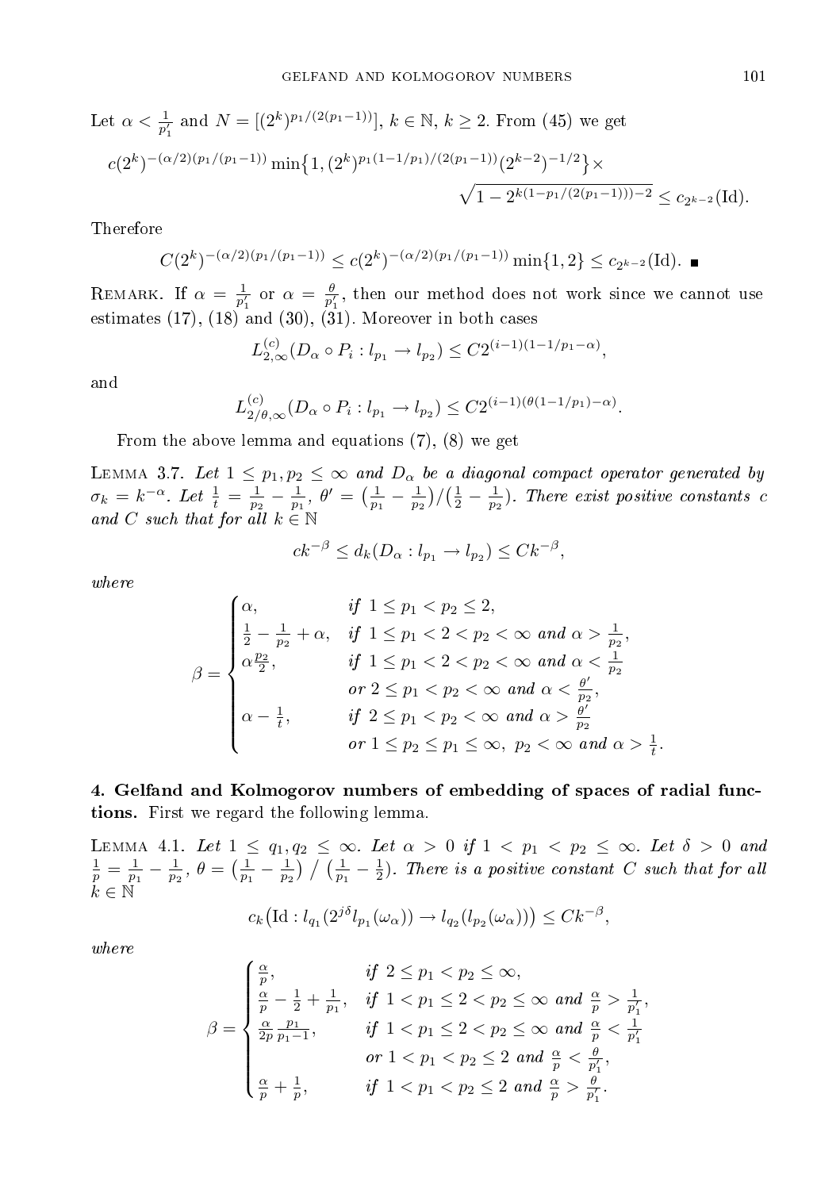Let $\alpha < \frac{1}{p_1'}$ and $N = [(2^k)^{p_1/(2(p_1-1))}]$, $k \in \mathbb{N}$, $k \geq 2$. From (45) we get

$$c(2^k)^{-(\alpha/2)(p_1/(p_1-1))} \min\{1, (2^k)^{p_1(1-1/p_1)/(2(p_1-1))}(2^{k-2})^{-1/2}\} \times \sqrt{1 - 2^{k(1-p_1/(2(p_1-1)))-2}} \leq c_{2^{k-2}}(\mathrm{Id}).$$

Therefore

$$C(2^k)^{-(\alpha/2)(p_1/(p_1-1))} \leq c(2^k)^{-(\alpha/2)(p_1/(p_1-1))} \min\{1, 2\} \leq c_{2^{k-2}}(\mathrm{Id}). \blacksquare$$

Remark. If $\alpha = \frac{1}{p_1'}$ or $\alpha = \frac{\theta}{p_1'}$, then our method does not work since we cannot use estimates (17), (18) and (30), (31). Moreover in both cases

$$L_{2,\infty}^{(c)}(D_\alpha \circ P_i : l_{p_1} \to l_{p_2}) \leq C 2^{(i-1)(1-1/p_1-\alpha)},$$

and

$$L_{2/\theta,\infty}^{(c)}(D_\alpha \circ P_i : l_{p_1} \to l_{p_2}) \leq C 2^{(i-1)(\theta(1-1/p_1)-\alpha)}.$$

From the above lemma and equations (7), (8) we get

Lemma 3.7. *Let $1 \leq p_1, p_2 \leq \infty$ and $D_\alpha$ be a diagonal compact operator generated by $\sigma_k = k^{-\alpha}$. Let $\frac{1}{t} = \frac{1}{p_2} - \frac{1}{p_1}$, $\theta' = \left(\frac{1}{p_1} - \frac{1}{p_2}\right)/\left(\frac{1}{2} - \frac{1}{p_2}\right)$. There exist positive constants $c$ and $C$ such that for all $k \in \mathbb{N}$*

$$ck^{-\beta} \leq d_k(D_\alpha : l_{p_1} \to l_{p_2}) \leq Ck^{-\beta},$$

*where*

$$\beta = \begin{cases} \alpha, & \text{if } 1 \leq p_1 < p_2 \leq 2, \\ \frac{1}{2} - \frac{1}{p_2} + \alpha, & \text{if } 1 \leq p_1 < 2 < p_2 < \infty \text{ and } \alpha > \frac{1}{p_2}, \\ \alpha \frac{p_2}{2}, & \text{if } 1 \leq p_1 < 2 < p_2 < \infty \text{ and } \alpha < \frac{1}{p_2} \\ & \text{or } 2 \leq p_1 < p_2 < \infty \text{ and } \alpha < \frac{\theta'}{p_2}, \\ \alpha - \frac{1}{t}, & \text{if } 2 \leq p_1 < p_2 < \infty \text{ and } \alpha > \frac{\theta'}{p_2} \\ & \text{or } 1 \leq p_2 \leq p_1 \leq \infty,\ p_2 < \infty \text{ and } \alpha > \frac{1}{t}. \end{cases}$$

## 4. Gelfand and Kolmogorov numbers of embedding of spaces of radial functions.

First we regard the following lemma.

Lemma 4.1. *Let $1 \leq q_1, q_2 \leq \infty$. Let $\alpha > 0$ if $1 < p_1 < p_2 \leq \infty$. Let $\delta > 0$ and $\frac{1}{p} = \frac{1}{p_1} - \frac{1}{p_2}$, $\theta = \left(\frac{1}{p_1} - \frac{1}{p_2}\right) / \left(\frac{1}{p_1} - \frac{1}{2}\right)$. There is a positive constant $C$ such that for all $k \in \mathbb{N}$*

$$c_k\big(\mathrm{Id} : l_{q_1}(2^{j\delta} l_{p_1}(\omega_\alpha)) \to l_{q_2}(l_{p_2}(\omega_\alpha))\big) \leq Ck^{-\beta},$$

*where*

$$\beta = \begin{cases} \frac{\alpha}{p}, & \text{if } 2 \leq p_1 < p_2 \leq \infty, \\ \frac{\alpha}{p} - \frac{1}{2} + \frac{1}{p_1}, & \text{if } 1 < p_1 \leq 2 < p_2 \leq \infty \text{ and } \frac{\alpha}{p} > \frac{1}{p_1'}, \\ \frac{\alpha}{2p} \frac{p_1}{p_1 - 1}, & \text{if } 1 < p_1 \leq 2 < p_2 \leq \infty \text{ and } \frac{\alpha}{p} < \frac{1}{p_1'} \\ & \text{or } 1 < p_1 < p_2 \leq 2 \text{ and } \frac{\alpha}{p} < \frac{\theta}{p_1'}, \\ \frac{\alpha}{p} + \frac{1}{p}, & \text{if } 1 < p_1 < p_2 \leq 2 \text{ and } \frac{\alpha}{p} > \frac{\theta}{p_1'}. \end{cases}$$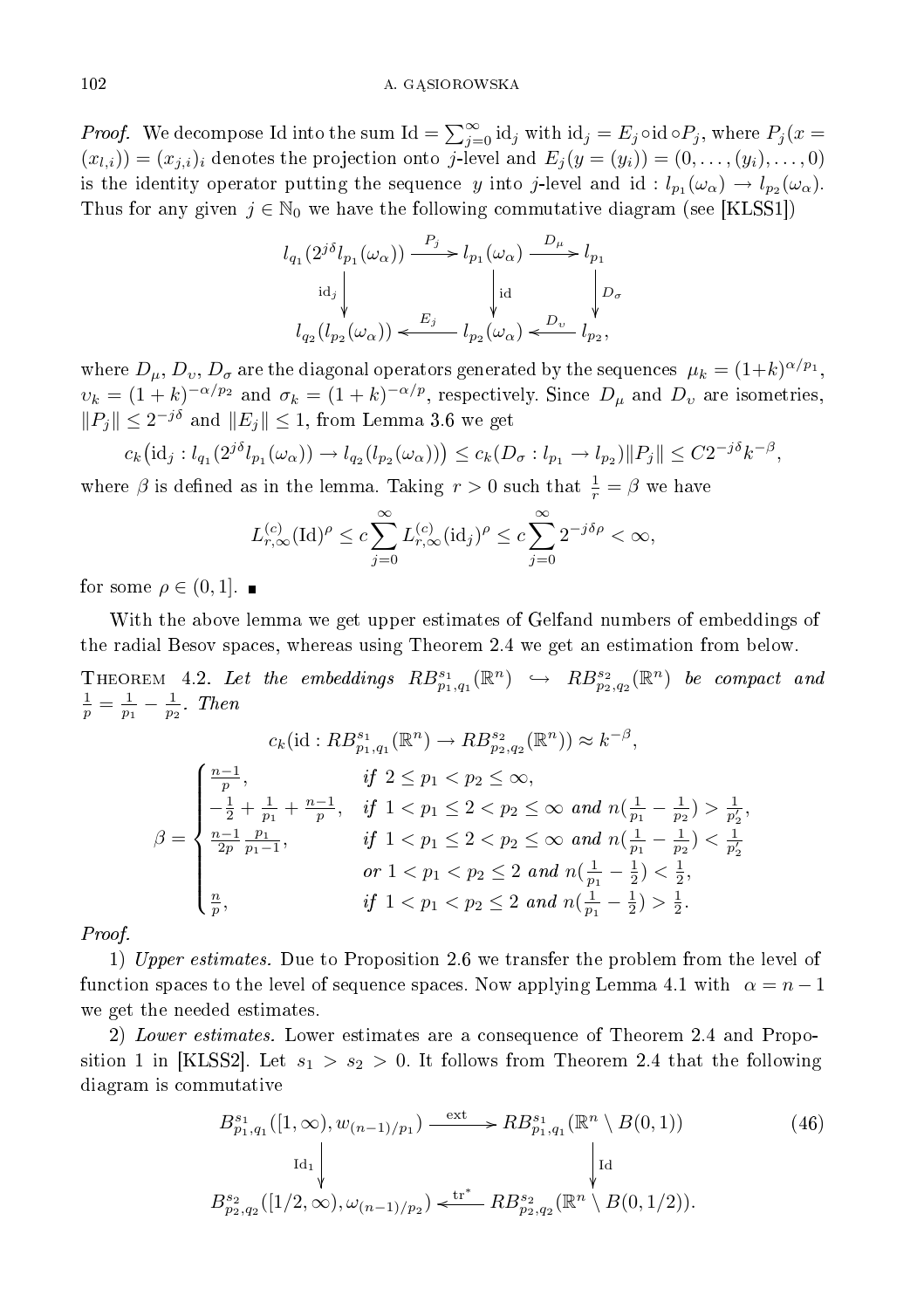*Proof.* We decompose Id into the sum $\mathrm{Id} = \sum_{j=0}^{\infty} \mathrm{id}_j$ with $\mathrm{id}_j = E_j \circ \mathrm{id} \circ P_j$, where $P_j(x = (x_{l,i})) = (x_{j,i})_i$ denotes the projection onto $j$-level and $E_j(y = (y_i)) = (0, \ldots, (y_i), \ldots, 0)$ is the identity operator putting the sequence $y$ into $j$-level and $\mathrm{id} : l_{p_1}(\omega_\alpha) \to l_{p_2}(\omega_\alpha)$. Thus for any given $j \in \mathbb{N}_0$ we have the following commutative diagram (see [KLSS1])

$$\begin{array}{ccccc}
l_{q_1}(2^{j\delta} l_{p_1}(\omega_\alpha)) & \xrightarrow{P_j} & l_{p_1}(\omega_\alpha) & \xrightarrow{D_\mu} & l_{p_1} \\
\Big\downarrow{\scriptstyle \mathrm{id}_j} & & \Big\downarrow{\scriptstyle \mathrm{id}} & & \Big\downarrow{\scriptstyle D_\sigma} \\
l_{q_2}(l_{p_2}(\omega_\alpha)) & \xleftarrow{E_j} & l_{p_2}(\omega_\alpha) & \xleftarrow{D_\upsilon} & l_{p_2},
\end{array}$$

where $D_\mu$, $D_\upsilon$, $D_\sigma$ are the diagonal operators generated by the sequences $\mu_k = (1+k)^{\alpha/p_1}$, $\upsilon_k = (1+k)^{-\alpha/p_2}$ and $\sigma_k = (1+k)^{-\alpha/p}$, respectively. Since $D_\mu$ and $D_\upsilon$ are isometries, $\|P_j\| \le 2^{-j\delta}$ and $\|E_j\| \le 1$, from Lemma 3.6 we get

$$c_k\big(\mathrm{id}_j : l_{q_1}(2^{j\delta} l_{p_1}(\omega_\alpha)) \to l_{q_2}(l_{p_2}(\omega_\alpha))\big) \le c_k(D_\sigma : l_{p_1} \to l_{p_2}) \|P_j\| \le C 2^{-j\delta} k^{-\beta},$$

where $\beta$ is defined as in the lemma. Taking $r > 0$ such that $\frac{1}{r} = \beta$ we have

$$L_{r,\infty}^{(c)}(\mathrm{Id})^\rho \le c \sum_{j=0}^{\infty} L_{r,\infty}^{(c)}(\mathrm{id}_j)^\rho \le c \sum_{j=0}^{\infty} 2^{-j\delta\rho} < \infty,$$

for some $\rho \in (0, 1]$. ∎

With the above lemma we get upper estimates of Gelfand numbers of embeddings of the radial Besov spaces, whereas using Theorem 2.4 we get an estimation from below.

**Theorem 4.2.** *Let the embeddings $RB^{s_1}_{p_1,q_1}(\mathbb{R}^n) \hookrightarrow RB^{s_2}_{p_2,q_2}(\mathbb{R}^n)$ be compact and $\frac{1}{p} = \frac{1}{p_1} - \frac{1}{p_2}$. Then*

$$c_k(\mathrm{id} : RB^{s_1}_{p_1,q_1}(\mathbb{R}^n) \to RB^{s_2}_{p_2,q_2}(\mathbb{R}^n)) \approx k^{-\beta},$$

$$\beta = \begin{cases} \frac{n-1}{p}, & \text{if } 2 \le p_1 < p_2 \le \infty, \\ -\frac{1}{2} + \frac{1}{p_1} + \frac{n-1}{p}, & \text{if } 1 < p_1 \le 2 < p_2 \le \infty \text{ and } n(\frac{1}{p_1} - \frac{1}{p_2}) > \frac{1}{p_2'}, \\ \frac{n-1}{2p} \frac{p_1}{p_1 - 1}, & \text{if } 1 < p_1 \le 2 < p_2 \le \infty \text{ and } n(\frac{1}{p_1} - \frac{1}{p_2}) < \frac{1}{p_2'} \\ & \text{or } 1 < p_1 < p_2 \le 2 \text{ and } n(\frac{1}{p_1} - \frac{1}{2}) < \frac{1}{2}, \\ \frac{n}{p}, & \text{if } 1 < p_1 < p_2 \le 2 \text{ and } n(\frac{1}{p_1} - \frac{1}{2}) > \frac{1}{2}. \end{cases}$$

*Proof.*

1) *Upper estimates.* Due to Proposition 2.6 we transfer the problem from the level of function spaces to the level of sequence spaces. Now applying Lemma 4.1 with $\alpha = n - 1$ we get the needed estimates.

2) *Lower estimates.* Lower estimates are a consequence of Theorem 2.4 and Proposition 1 in [KLSS2]. Let $s_1 > s_2 > 0$. It follows from Theorem 2.4 that the following diagram is commutative

$$\begin{array}{ccc}
B^{s_1}_{p_1,q_1}([1,\infty), w_{(n-1)/p_1}) & \xrightarrow{\mathrm{ext}} & RB^{s_1}_{p_1,q_1}(\mathbb{R}^n \setminus B(0,1)) \\
\Big\downarrow{\scriptstyle \mathrm{Id}_1} & & \Big\downarrow{\scriptstyle \mathrm{Id}} \\
B^{s_2}_{p_2,q_2}([1/2,\infty), \omega_{(n-1)/p_2}) & \xleftarrow{\mathrm{tr}^*} & RB^{s_2}_{p_2,q_2}(\mathbb{R}^n \setminus B(0,1/2)).
\end{array} \tag{46}$$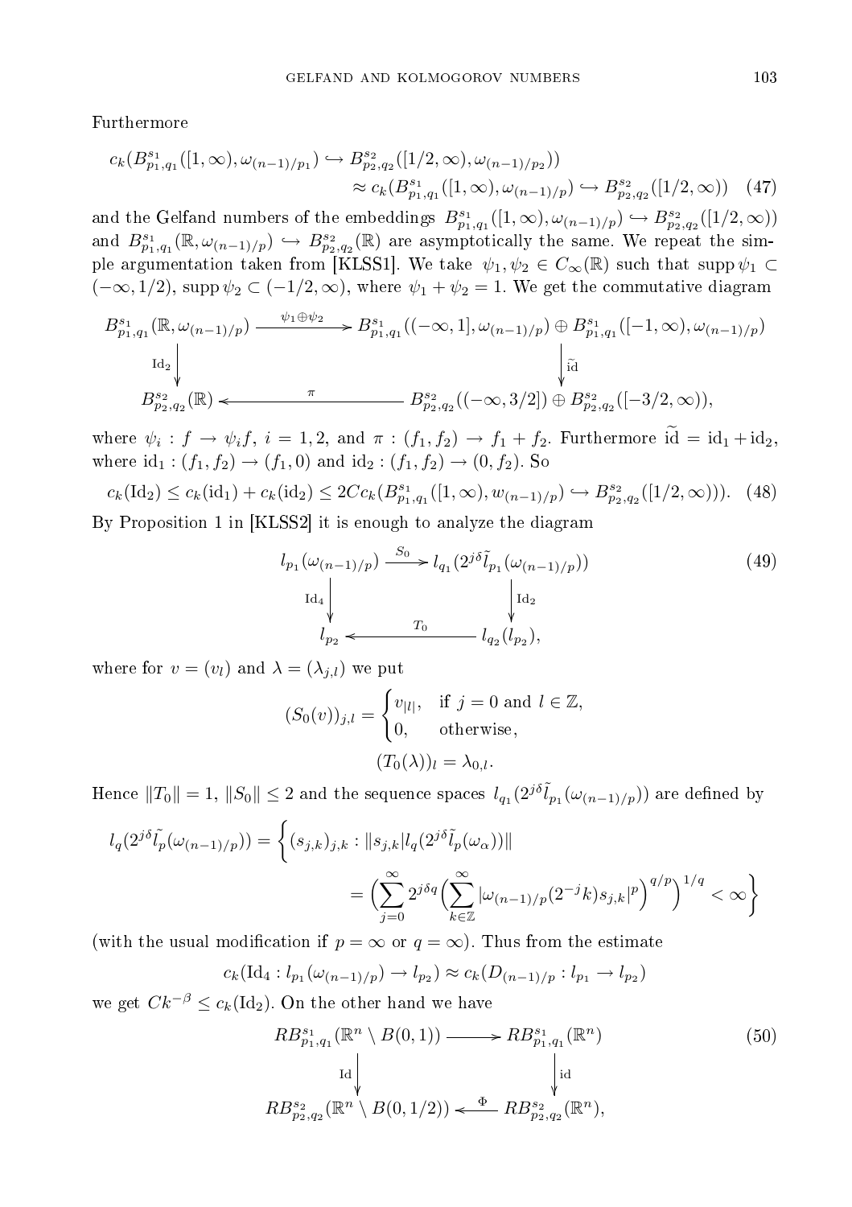Furthermore

$$c_k(B^{s_1}_{p_1,q_1}([1,\infty),\omega_{(n-1)/p_1}) \hookrightarrow B^{s_2}_{p_2,q_2}([1/2,\infty),\omega_{(n-1)/p_2})) \approx c_k(B^{s_1}_{p_1,q_1}([1,\infty),\omega_{(n-1)/p}) \hookrightarrow B^{s_2}_{p_2,q_2}([1/2,\infty)) \quad (47)$$

and the Gelfand numbers of the embeddings $B^{s_1}_{p_1,q_1}([1,\infty),\omega_{(n-1)/p}) \hookrightarrow B^{s_2}_{p_2,q_2}([1/2,\infty))$ and $B^{s_1}_{p_1,q_1}(\mathbb{R},\omega_{(n-1)/p}) \hookrightarrow B^{s_2}_{p_2,q_2}(\mathbb{R})$ are asymptotically the same. We repeat the simple argumentation taken from [KLSS1]. We take $\psi_1,\psi_2 \in C_\infty(\mathbb{R})$ such that $\operatorname{supp}\psi_1 \subset (-\infty,1/2)$, $\operatorname{supp}\psi_2 \subset (-1/2,\infty)$, where $\psi_1+\psi_2=1$. We get the commutative diagram

$$\begin{array}{ccc}
B^{s_1}_{p_1,q_1}(\mathbb{R},\omega_{(n-1)/p}) & \xrightarrow{\psi_1\oplus\psi_2} & B^{s_1}_{p_1,q_1}((-\infty,1],\omega_{(n-1)/p}) \oplus B^{s_1}_{p_1,q_1}([-1,\infty),\omega_{(n-1)/p}) \\
\Big\downarrow \mathrm{Id}_2 & & \Big\downarrow \widetilde{\mathrm{id}} \\
B^{s_2}_{p_2,q_2}(\mathbb{R}) & \xleftarrow{\ \pi\ } & B^{s_2}_{p_2,q_2}((-\infty,3/2]) \oplus B^{s_2}_{p_2,q_2}([-3/2,\infty)),
\end{array}$$

where $\psi_i : f \to \psi_i f$, $i=1,2$, and $\pi : (f_1,f_2) \to f_1+f_2$. Furthermore $\widetilde{\mathrm{id}} = \mathrm{id}_1 + \mathrm{id}_2$, where $\mathrm{id}_1 : (f_1,f_2) \to (f_1,0)$ and $\mathrm{id}_2 : (f_1,f_2) \to (0,f_2)$. So

$$c_k(\mathrm{Id}_2) \le c_k(\mathrm{id}_1) + c_k(\mathrm{id}_2) \le 2Cc_k(B^{s_1}_{p_1,q_1}([1,\infty),w_{(n-1)/p}) \hookrightarrow B^{s_2}_{p_2,q_2}([1/2,\infty))). \quad (48)$$

By Proposition 1 in [KLSS2] it is enough to analyze the diagram

$$\begin{array}{ccc}
l_{p_1}(\omega_{(n-1)/p}) & \xrightarrow{S_0} & l_{q_1}(2^{j\delta}\tilde{l}_{p_1}(\omega_{(n-1)/p})) \\
\Big\downarrow \mathrm{Id}_4 & & \Big\downarrow \mathrm{Id}_2 \\
l_{p_2} & \xleftarrow{\ T_0\ } & l_{q_2}(l_{p_2}),
\end{array} \quad (49)$$

where for $v=(v_l)$ and $\lambda=(\lambda_{j,l})$ we put

$$(S_0(v))_{j,l} = \begin{cases} v_{|l|}, & \text{if } j=0 \text{ and } l\in\mathbb{Z}, \\ 0, & \text{otherwise}, \end{cases}$$

$$(T_0(\lambda))_l = \lambda_{0,l}.$$

Hence $\|T_0\|=1$, $\|S_0\|\le 2$ and the sequence spaces $l_{q_1}(2^{j\delta}\tilde{l}_{p_1}(\omega_{(n-1)/p}))$ are defined by

$$l_q(2^{j\delta}\tilde{l_p}(\omega_{(n-1)/p})) = \Big\{(s_{j,k})_{j,k} : \|s_{j,k}|l_q(2^{j\delta}\tilde{l}_p(\omega_\alpha))\| = \Big(\sum_{j=0}^{\infty} 2^{j\delta q}\Big(\sum_{k\in\mathbb{Z}} |\omega_{(n-1)/p}(2^{-j}k)s_{j,k}|^p\Big)^{q/p}\Big)^{1/q} < \infty\Big\}$$

(with the usual modification if $p=\infty$ or $q=\infty$). Thus from the estimate

$$c_k(\mathrm{Id}_4 : l_{p_1}(\omega_{(n-1)/p}) \to l_{p_2}) \approx c_k(D_{(n-1)/p} : l_{p_1} \to l_{p_2})$$

we get $Ck^{-\beta} \le c_k(\mathrm{Id}_2)$. On the other hand we have

$$\begin{array}{ccc}
RB^{s_1}_{p_1,q_1}(\mathbb{R}^n\setminus B(0,1)) & \longrightarrow & RB^{s_1}_{p_1,q_1}(\mathbb{R}^n) \\
\Big\downarrow \mathrm{Id} & & \Big\downarrow \mathrm{id} \\
RB^{s_2}_{p_2,q_2}(\mathbb{R}^n\setminus B(0,1/2)) & \xleftarrow{\ \Phi\ } & RB^{s_2}_{p_2,q_2}(\mathbb{R}^n),
\end{array} \quad (50)$$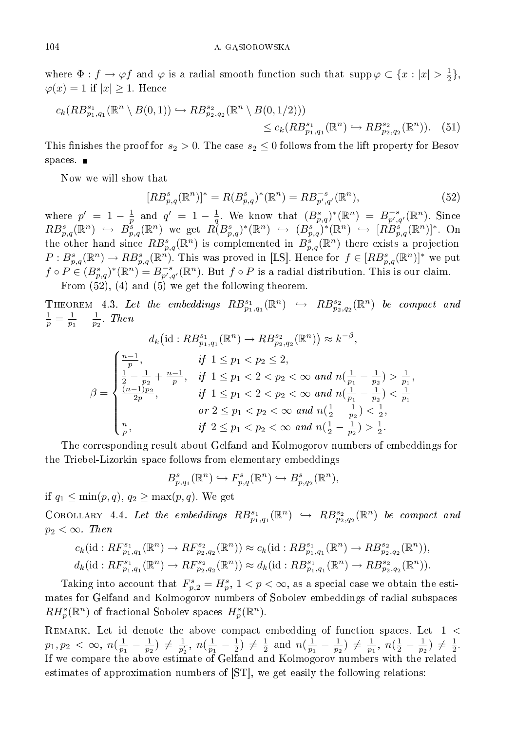where $\Phi : f \to \varphi f$ and $\varphi$ is a radial smooth function such that $\operatorname{supp} \varphi \subset \{x : |x| > \frac{1}{2}\}$, $\varphi(x) = 1$ if $|x| \geq 1$. Hence

$$c_k(RB^{s_1}_{p_1,q_1}(\mathbb{R}^n \setminus B(0,1)) \hookrightarrow RB^{s_2}_{p_2,q_2}(\mathbb{R}^n \setminus B(0,1/2))) \leq c_k(RB^{s_1}_{p_1,q_1}(\mathbb{R}^n) \hookrightarrow RB^{s_2}_{p_2,q_2}(\mathbb{R}^n)). \quad (51)$$

This finishes the proof for $s_2 > 0$. The case $s_2 \leq 0$ follows from the lift property for Besov spaces. ∎

Now we will show that

$$[RB^s_{p,q}(\mathbb{R}^n)]^* = R(B^s_{p,q})^*(\mathbb{R}^n) = RB^{-s}_{p',q'}(\mathbb{R}^n), \quad (52)$$

where $p' = 1 - \frac{1}{p}$ and $q' = 1 - \frac{1}{q}$. We know that $(B^s_{p,q})^*(\mathbb{R}^n) = B^{-s}_{p',q'}(\mathbb{R}^n)$. Since $RB^s_{p,q}(\mathbb{R}^n) \hookrightarrow B^s_{p,q}(\mathbb{R}^n)$ we get $R(B^s_{p,q})^*(\mathbb{R}^n) \hookrightarrow (B^s_{p,q})^*(\mathbb{R}^n) \hookrightarrow [RB^s_{p,q}(\mathbb{R}^n)]^*$. On the other hand since $RB^s_{p,q}(\mathbb{R}^n)$ is complemented in $B^s_{p,q}(\mathbb{R}^n)$ there exists a projection $P : B^s_{p,q}(\mathbb{R}^n) \to RB^s_{p,q}(\mathbb{R}^n)$. This was proved in [LS]. Hence for $f \in [RB^s_{p,q}(\mathbb{R}^n)]^*$ we put $f \circ P \in (B^s_{p,q})^*(\mathbb{R}^n) = B^{-s}_{p',q'}(\mathbb{R}^n)$. But $f \circ P$ is a radial distribution. This is our claim.

From (52), (4) and (5) we get the following theorem.

Theorem 4.3. *Let the embeddings $RB^{s_1}_{p_1,q_1}(\mathbb{R}^n) \hookrightarrow RB^{s_2}_{p_2,q_2}(\mathbb{R}^n)$ be compact and $\frac{1}{p} = \frac{1}{p_1} - \frac{1}{p_2}$. Then*

$$d_k\big(\mathrm{id} : RB^{s_1}_{p_1,q_1}(\mathbb{R}^n) \to RB^{s_2}_{p_2,q_2}(\mathbb{R}^n)\big) \approx k^{-\beta},$$

$$\beta = \begin{cases} \frac{n-1}{p}, & \text{if } 1 \leq p_1 < p_2 \leq 2, \\ \frac{1}{2} - \frac{1}{p_2} + \frac{n-1}{p}, & \text{if } 1 \leq p_1 < 2 < p_2 < \infty \text{ and } n(\frac{1}{p_1} - \frac{1}{p_2}) > \frac{1}{p_1}, \\ \frac{(n-1)p_2}{2p}, & \text{if } 1 \leq p_1 < 2 < p_2 < \infty \text{ and } n(\frac{1}{p_1} - \frac{1}{p_2}) < \frac{1}{p_1} \\ & \text{or } 2 \leq p_1 < p_2 < \infty \text{ and } n(\frac{1}{2} - \frac{1}{p_2}) < \frac{1}{2}, \\ \frac{n}{p}, & \text{if } 2 \leq p_1 < p_2 < \infty \text{ and } n(\frac{1}{2} - \frac{1}{p_2}) > \frac{1}{2}. \end{cases}$$

The corresponding result about Gelfand and Kolmogorov numbers of embeddings for the Triebel-Lizorkin space follows from elementary embeddings

$$B^s_{p,q_1}(\mathbb{R}^n) \hookrightarrow F^s_{p,q}(\mathbb{R}^n) \hookrightarrow B^s_{p,q_2}(\mathbb{R}^n),$$

if $q_1 \leq \min(p,q)$, $q_2 \geq \max(p,q)$. We get

Corollary 4.4. *Let the embeddings $RB^{s_1}_{p_1,q_1}(\mathbb{R}^n) \hookrightarrow RB^{s_2}_{p_2,q_2}(\mathbb{R}^n)$ be compact and $p_2 < \infty$. Then*

$$c_k(\mathrm{id} : RF^{s_1}_{p_1,q_1}(\mathbb{R}^n) \to RF^{s_2}_{p_2,q_2}(\mathbb{R}^n)) \approx c_k(\mathrm{id} : RB^{s_1}_{p_1,q_1}(\mathbb{R}^n) \to RB^{s_2}_{p_2,q_2}(\mathbb{R}^n)),$$
$$d_k(\mathrm{id} : RF^{s_1}_{p_1,q_1}(\mathbb{R}^n) \to RF^{s_2}_{p_2,q_2}(\mathbb{R}^n)) \approx d_k(\mathrm{id} : RB^{s_1}_{p_1,q_1}(\mathbb{R}^n) \to RB^{s_2}_{p_2,q_2}(\mathbb{R}^n)).$$

Taking into account that $F^s_{p,2} = H^s_p$, $1 < p < \infty$, as a special case we obtain the estimates for Gelfand and Kolmogorov numbers of Sobolev embeddings of radial subspaces $RH^s_p(\mathbb{R}^n)$ of fractional Sobolev spaces $H^s_p(\mathbb{R}^n)$.

Remark. Let id denote the above compact embedding of function spaces. Let $1 < p_1, p_2 < \infty$, $n(\frac{1}{p_1} - \frac{1}{p_2}) \neq \frac{1}{p_2'}$, $n(\frac{1}{p_1} - \frac{1}{2}) \neq \frac{1}{2}$ and $n(\frac{1}{p_1} - \frac{1}{p_2}) \neq \frac{1}{p_1}$, $n(\frac{1}{2} - \frac{1}{p_2}) \neq \frac{1}{2}$. If we compare the above estimate of Gelfand and Kolmogorov numbers with the related estimates of approximation numbers of [ST], we get easily the following relations: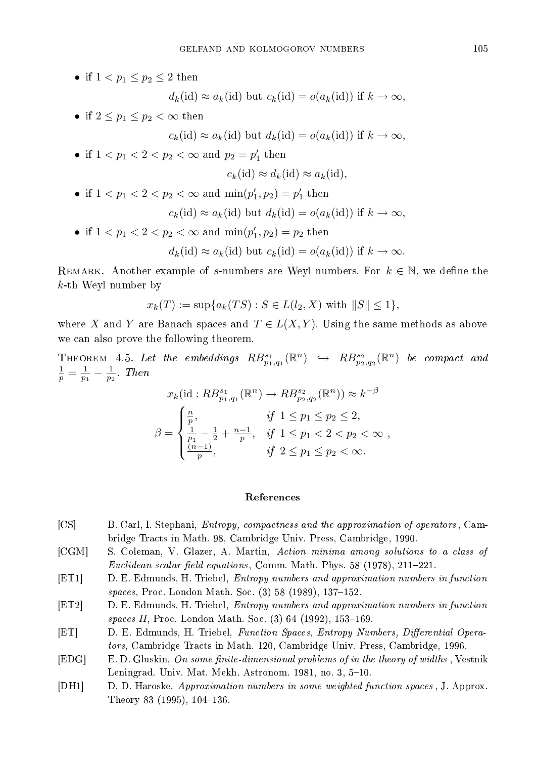- if $1 < p_1 \le p_2 \le 2$ then

$$d_k(\mathrm{id}) \approx a_k(\mathrm{id}) \text{ but } c_k(\mathrm{id}) = o(a_k(\mathrm{id})) \text{ if } k \to \infty,$$

- if $2 \le p_1 \le p_2 < \infty$ then

$$c_k(\mathrm{id}) \approx a_k(\mathrm{id}) \text{ but } d_k(\mathrm{id}) = o(a_k(\mathrm{id})) \text{ if } k \to \infty,$$

- if $1 < p_1 < 2 < p_2 < \infty$ and $p_2 = p_1'$ then

$$c_k(\mathrm{id}) \approx d_k(\mathrm{id}) \approx a_k(\mathrm{id}),$$

- if $1 < p_1 < 2 < p_2 < \infty$ and $\min(p_1', p_2) = p_1'$ then

$$c_k(\mathrm{id}) \approx a_k(\mathrm{id}) \text{ but } d_k(\mathrm{id}) = o(a_k(\mathrm{id})) \text{ if } k \to \infty,$$

- if $1 < p_1 < 2 < p_2 < \infty$ and $\min(p_1', p_2) = p_2$ then

$$d_k(\mathrm{id}) \approx a_k(\mathrm{id}) \text{ but } c_k(\mathrm{id}) = o(a_k(\mathrm{id})) \text{ if } k \to \infty.$$

Remark. Another example of $s$-numbers are Weyl numbers. For $k \in \mathbb{N}$, we define the $k$-th Weyl number by

$$x_k(T) := \sup\{a_k(TS) : S \in L(l_2, X) \text{ with } \|S\| \le 1\},$$

where $X$ and $Y$ are Banach spaces and $T \in L(X, Y)$. Using the same methods as above we can also prove the following theorem.

Theorem 4.5. *Let the embeddings $RB^{s_1}_{p_1,q_1}(\mathbb{R}^n) \hookrightarrow RB^{s_2}_{p_2,q_2}(\mathbb{R}^n)$ be compact and $\frac{1}{p} = \frac{1}{p_1} - \frac{1}{p_2}$. Then*

$$x_k(\mathrm{id} : RB^{s_1}_{p_1,q_1}(\mathbb{R}^n) \to RB^{s_2}_{p_2,q_2}(\mathbb{R}^n)) \approx k^{-\beta}$$

$$\beta = \begin{cases} \frac{n}{p}, & \text{if } 1 \le p_1 \le p_2 \le 2, \\ \frac{1}{p_1} - \frac{1}{2} + \frac{n-1}{p}, & \text{if } 1 \le p_1 < 2 < p_2 < \infty \ , \\ \frac{(n-1)}{p}, & \text{if } 2 \le p_1 \le p_2 < \infty. \end{cases}$$

## References

[CS] B. Carl, I. Stephani, *Entropy, compactness and the approximation of operators*, Cambridge Tracts in Math. 98, Cambridge Univ. Press, Cambridge, 1990.

[CGM] S. Coleman, V. Glazer, A. Martin, *Action minima among solutions to a class of Euclidean scalar field equations*, Comm. Math. Phys. 58 (1978), 211–221.

[ET1] D. E. Edmunds, H. Triebel, *Entropy numbers and approximation numbers in function spaces*, Proc. London Math. Soc. (3) 58 (1989), 137–152.

[ET2] D. E. Edmunds, H. Triebel, *Entropy numbers and approximation numbers in function spaces II*, Proc. London Math. Soc. (3) 64 (1992), 153–169.

[ET] D. E. Edmunds, H. Triebel, *Function Spaces, Entropy Numbers, Differential Operators*, Cambridge Tracts in Math. 120, Cambridge Univ. Press, Cambridge, 1996.

[EDG] E. D. Gluskin, *On some finite-dimensional problems of in the theory of widths*, Vestnik Leningrad. Univ. Mat. Mekh. Astronom. 1981, no. 3, 5–10.

[DH1] D. D. Haroske, *Approximation numbers in some weighted function spaces*, J. Approx. Theory 83 (1995), 104–136.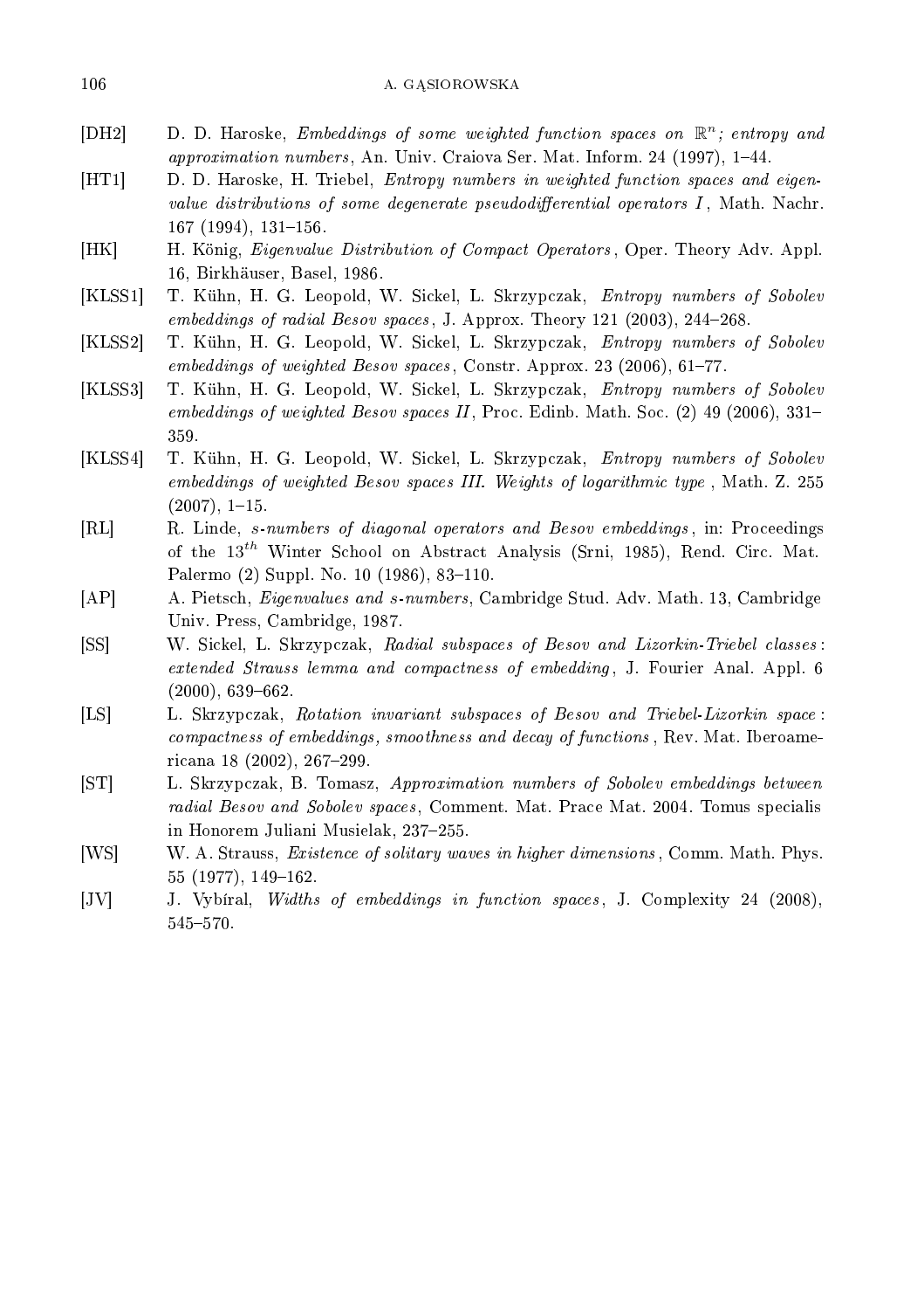[DH2] D. D. Haroske, *Embeddings of some weighted function spaces on $\mathbb{R}^n$; entropy and approximation numbers*, An. Univ. Craiova Ser. Mat. Inform. 24 (1997), 1–44.

[HT1] D. D. Haroske, H. Triebel, *Entropy numbers in weighted function spaces and eigenvalue distributions of some degenerate pseudodifferential operators I*, Math. Nachr. 167 (1994), 131–156.

[HK] H. König, *Eigenvalue Distribution of Compact Operators*, Oper. Theory Adv. Appl. 16, Birkhäuser, Basel, 1986.

[KLSS1] T. Kühn, H. G. Leopold, W. Sickel, L. Skrzypczak, *Entropy numbers of Sobolev embeddings of radial Besov spaces*, J. Approx. Theory 121 (2003), 244–268.

[KLSS2] T. Kühn, H. G. Leopold, W. Sickel, L. Skrzypczak, *Entropy numbers of Sobolev embeddings of weighted Besov spaces*, Constr. Approx. 23 (2006), 61–77.

[KLSS3] T. Kühn, H. G. Leopold, W. Sickel, L. Skrzypczak, *Entropy numbers of Sobolev embeddings of weighted Besov spaces II*, Proc. Edinb. Math. Soc. (2) 49 (2006), 331–359.

[KLSS4] T. Kühn, H. G. Leopold, W. Sickel, L. Skrzypczak, *Entropy numbers of Sobolev embeddings of weighted Besov spaces III. Weights of logarithmic type*, Math. Z. 255 (2007), 1–15.

[RL] R. Linde, *s-numbers of diagonal operators and Besov embeddings*, in: Proceedings of the $13^{th}$ Winter School on Abstract Analysis (Srni, 1985), Rend. Circ. Mat. Palermo (2) Suppl. No. 10 (1986), 83–110.

[AP] A. Pietsch, *Eigenvalues and s-numbers*, Cambridge Stud. Adv. Math. 13, Cambridge Univ. Press, Cambridge, 1987.

[SS] W. Sickel, L. Skrzypczak, *Radial subspaces of Besov and Lizorkin-Triebel classes: extended Strauss lemma and compactness of embedding*, J. Fourier Anal. Appl. 6 (2000), 639–662.

[LS] L. Skrzypczak, *Rotation invariant subspaces of Besov and Triebel-Lizorkin space: compactness of embeddings, smoothness and decay of functions*, Rev. Mat. Iberoamericana 18 (2002), 267–299.

[ST] L. Skrzypczak, B. Tomasz, *Approximation numbers of Sobolev embeddings between radial Besov and Sobolev spaces*, Comment. Mat. Prace Mat. 2004. Tomus specialis in Honorem Juliani Musielak, 237–255.

[WS] W. A. Strauss, *Existence of solitary waves in higher dimensions*, Comm. Math. Phys. 55 (1977), 149–162.

[JV] J. Vybíral, *Widths of embeddings in function spaces*, J. Complexity 24 (2008), 545–570.